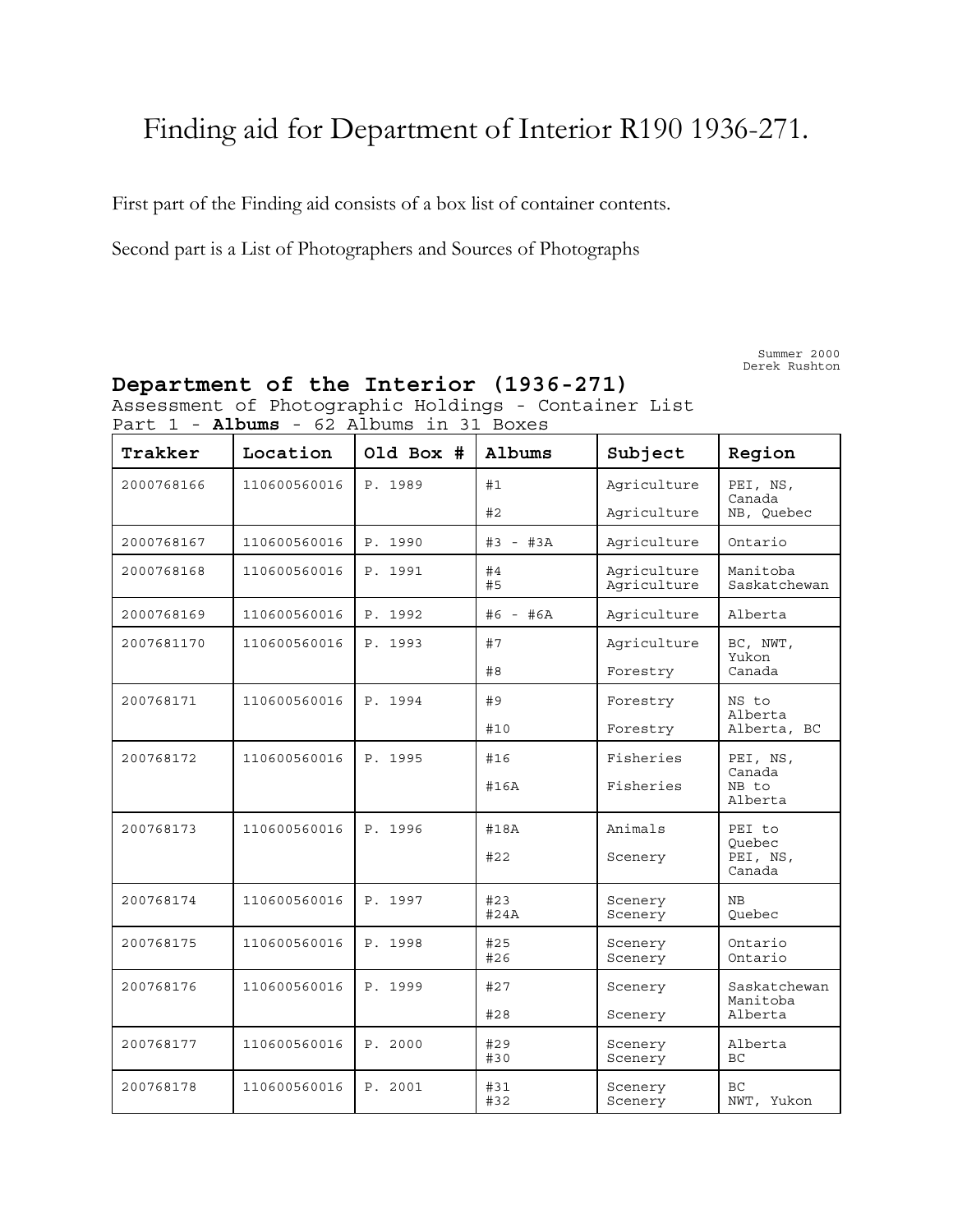# Finding aid for Department of Interior R190 1936-271.

First part of the Finding aid consists of a box list of container contents.

Second part is a List of Photographers and Sources of Photographs

Summer 2000
Derek Rushton

## Department of the Interior (1936-271)

Assessment of Photographic Holdings - Container List
Part 1 - **Albums** - 62 Albums in 31 Boxes

| Trakker | Location | Old Box # | Albums | Subject | Region |
|---|---|---|---|---|---|
| 2000768166 | 110600560016 | P. 1989 | #1<br>#2 | Agriculture<br>Agriculture | PEI, NS, Canada<br>NB, Quebec |
| 2000768167 | 110600560016 | P. 1990 | #3 - #3A | Agriculture | Ontario |
| 2000768168 | 110600560016 | P. 1991 | #4<br>#5 | Agriculture<br>Agriculture | Manitoba<br>Saskatchewan |
| 2000768169 | 110600560016 | P. 1992 | #6 - #6A | Agriculture | Alberta |
| 2007681170 | 110600560016 | P. 1993 | #7<br>#8 | Agriculture<br>Forestry | BC, NWT, Yukon<br>Canada |
| 200768171 | 110600560016 | P. 1994 | #9<br>#10 | Forestry<br>Forestry | NS to Alberta<br>Alberta, BC |
| 200768172 | 110600560016 | P. 1995 | #16<br>#16A | Fisheries<br>Fisheries | PEI, NS, Canada<br>NB to Alberta |
| 200768173 | 110600560016 | P. 1996 | #18A<br>#22 | Animals<br>Scenery | PEI to Quebec<br>PEI, NS, Canada |
| 200768174 | 110600560016 | P. 1997 | #23<br>#24A | Scenery<br>Scenery | NB<br>Quebec |
| 200768175 | 110600560016 | P. 1998 | #25<br>#26 | Scenery<br>Scenery | Ontario<br>Ontario |
| 200768176 | 110600560016 | P. 1999 | #27<br>#28 | Scenery<br>Scenery | Saskatchewan<br>Manitoba<br>Alberta |
| 200768177 | 110600560016 | P. 2000 | #29<br>#30 | Scenery<br>Scenery | Alberta<br>BC |
| 200768178 | 110600560016 | P. 2001 | #31<br>#32 | Scenery<br>Scenery | BC<br>NWT, Yukon |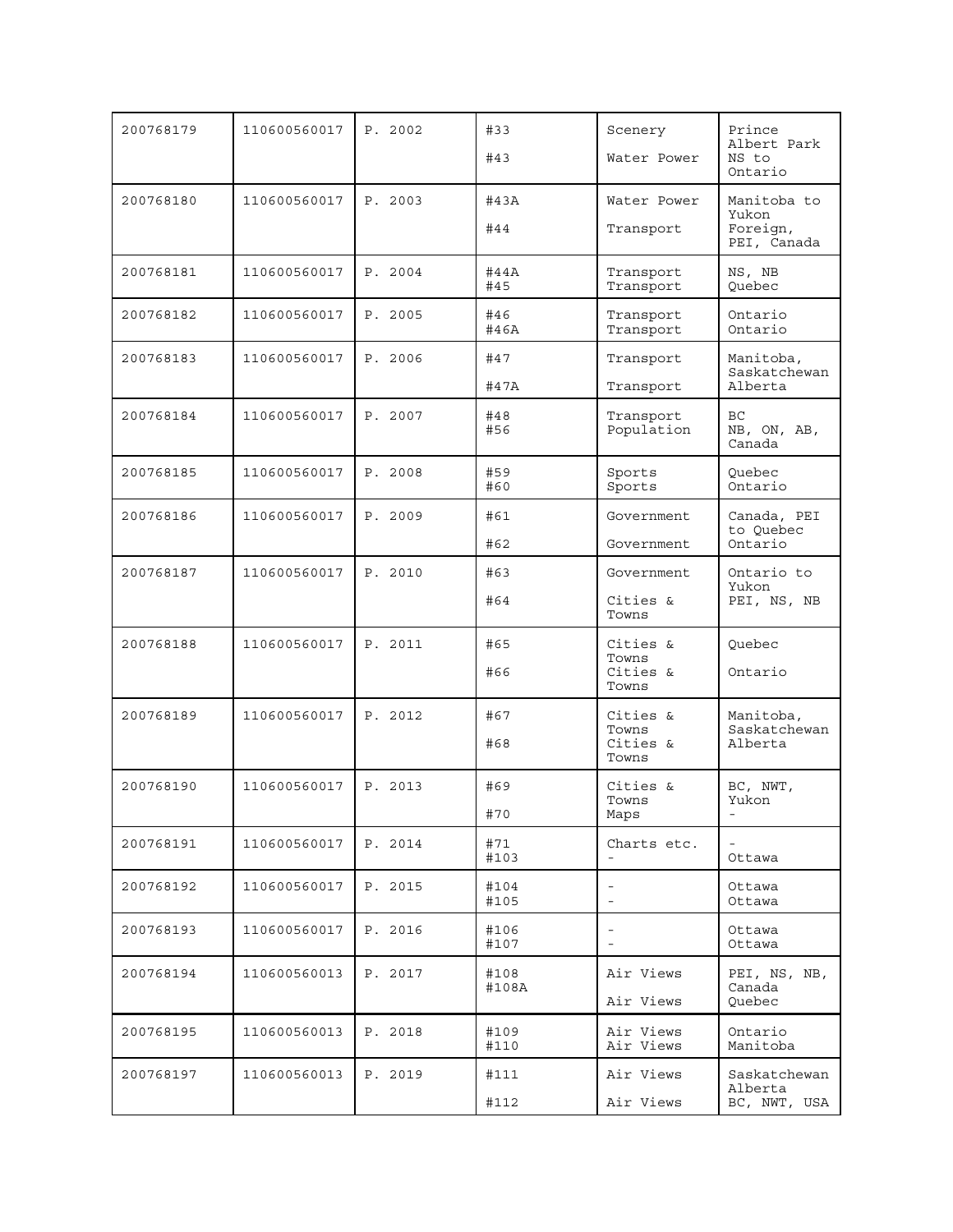| 200768179 | 110600560017 | P. 2002 | #33<br>#43 | Scenery<br>Water Power | Prince Albert Park<br>NS to Ontario |
|---|---|---|---|---|---|
| 200768180 | 110600560017 | P. 2003 | #43A<br>#44 | Water Power<br>Transport | Manitoba to Yukon<br>Foreign, PEI, Canada |
| 200768181 | 110600560017 | P. 2004 | #44A<br>#45 | Transport<br>Transport | NS, NB<br>Quebec |
| 200768182 | 110600560017 | P. 2005 | #46<br>#46A | Transport<br>Transport | Ontario<br>Ontario |
| 200768183 | 110600560017 | P. 2006 | #47<br>#47A | Transport<br>Transport | Manitoba, Saskatchewan<br>Alberta |
| 200768184 | 110600560017 | P. 2007 | #48<br>#56 | Transport<br>Population | BC<br>NB, ON, AB, Canada |
| 200768185 | 110600560017 | P. 2008 | #59<br>#60 | Sports<br>Sports | Quebec<br>Ontario |
| 200768186 | 110600560017 | P. 2009 | #61<br>#62 | Government<br>Government | Canada, PEI to Quebec<br>Ontario |
| 200768187 | 110600560017 | P. 2010 | #63<br>#64 | Government<br>Cities & Towns | Ontario to Yukon<br>PEI, NS, NB |
| 200768188 | 110600560017 | P. 2011 | #65<br>#66 | Cities & Towns<br>Cities & Towns | Quebec<br>Ontario |
| 200768189 | 110600560017 | P. 2012 | #67<br>#68 | Cities & Towns<br>Cities & Towns | Manitoba, Saskatchewan<br>Alberta |
| 200768190 | 110600560017 | P. 2013 | #69<br>#70 | Cities & Towns<br>Maps | BC, NWT, Yukon<br>- |
| 200768191 | 110600560017 | P. 2014 | #71<br>#103 | Charts etc.<br>- | -<br>Ottawa |
| 200768192 | 110600560017 | P. 2015 | #104<br>#105 | -<br>- | Ottawa<br>Ottawa |
| 200768193 | 110600560017 | P. 2016 | #106<br>#107 | -<br>- | Ottawa<br>Ottawa |
| 200768194 | 110600560013 | P. 2017 | #108<br>#108A | Air Views<br>Air Views | PEI, NS, NB, Canada<br>Quebec |
| 200768195 | 110600560013 | P. 2018 | #109<br>#110 | Air Views<br>Air Views | Ontario<br>Manitoba |
| 200768197 | 110600560013 | P. 2019 | #111<br>#112 | Air Views<br>Air Views | Saskatchewan Alberta<br>BC, NWT, USA |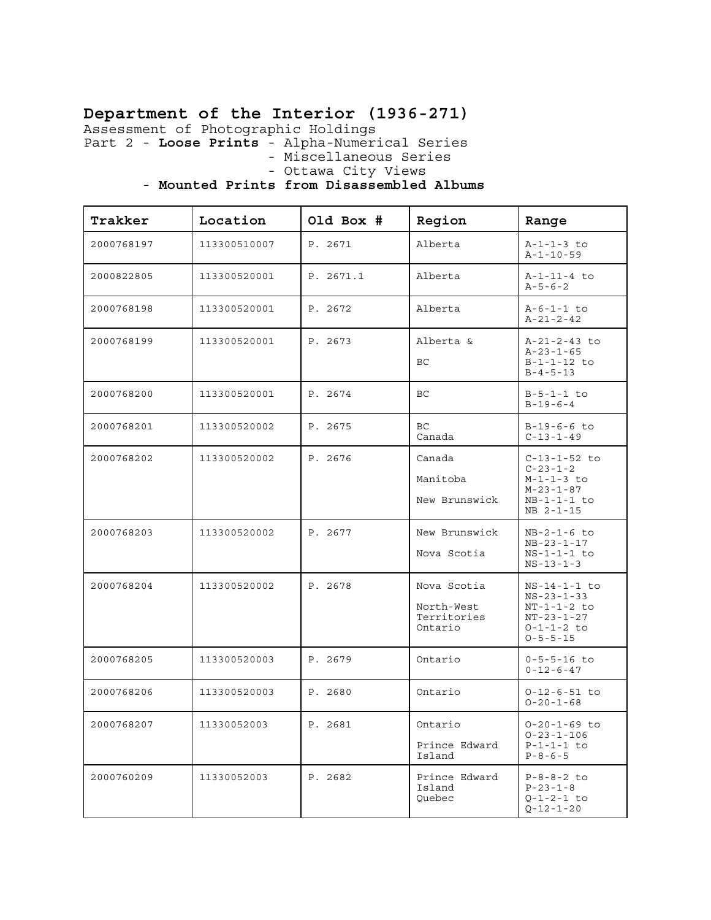# Department of the Interior (1936-271)

Assessment of Photographic Holdings

Part 2 - **Loose Prints** - Alpha-Numerical Series

- Miscellaneous Series
- Ottawa City Views

- **Mounted Prints from Disassembled Albums**

| Trakker | Location | Old Box # | Region | Range |
|---|---|---|---|---|
| 2000768197 | 113300510007 | P. 2671 | Alberta | A-1-1-3 to A-1-10-59 |
| 2000822805 | 113300520001 | P. 2671.1 | Alberta | A-1-11-4 to A-5-6-2 |
| 2000768198 | 113300520001 | P. 2672 | Alberta | A-6-1-1 to A-21-2-42 |
| 2000768199 | 113300520001 | P. 2673 | Alberta & BC | A-21-2-43 to A-23-1-65 B-1-1-12 to B-4-5-13 |
| 2000768200 | 113300520001 | P. 2674 | BC | B-5-1-1 to B-19-6-4 |
| 2000768201 | 113300520002 | P. 2675 | BC Canada | B-19-6-6 to C-13-1-49 |
| 2000768202 | 113300520002 | P. 2676 | Canada Manitoba New Brunswick | C-13-1-52 to C-23-1-2 M-1-1-3 to M-23-1-87 NB-1-1-1 to NB 2-1-15 |
| 2000768203 | 113300520002 | P. 2677 | New Brunswick Nova Scotia | NB-2-1-6 to NB-23-1-17 NS-1-1-1 to NS-13-1-3 |
| 2000768204 | 113300520002 | P. 2678 | Nova Scotia North-West Territories Ontario | NS-14-1-1 to NS-23-1-33 NT-1-1-2 to NT-23-1-27 O-1-1-2 to O-5-5-15 |
| 2000768205 | 113300520003 | P. 2679 | Ontario | 0-5-5-16 to 0-12-6-47 |
| 2000768206 | 113300520003 | P. 2680 | Ontario | O-12-6-51 to O-20-1-68 |
| 2000768207 | 11330052003 | P. 2681 | Ontario Prince Edward Island | O-20-1-69 to O-23-1-106 P-1-1-1 to P-8-6-5 |
| 2000760209 | 11330052003 | P. 2682 | Prince Edward Island Quebec | P-8-8-2 to P-23-1-8 Q-1-2-1 to Q-12-1-20 |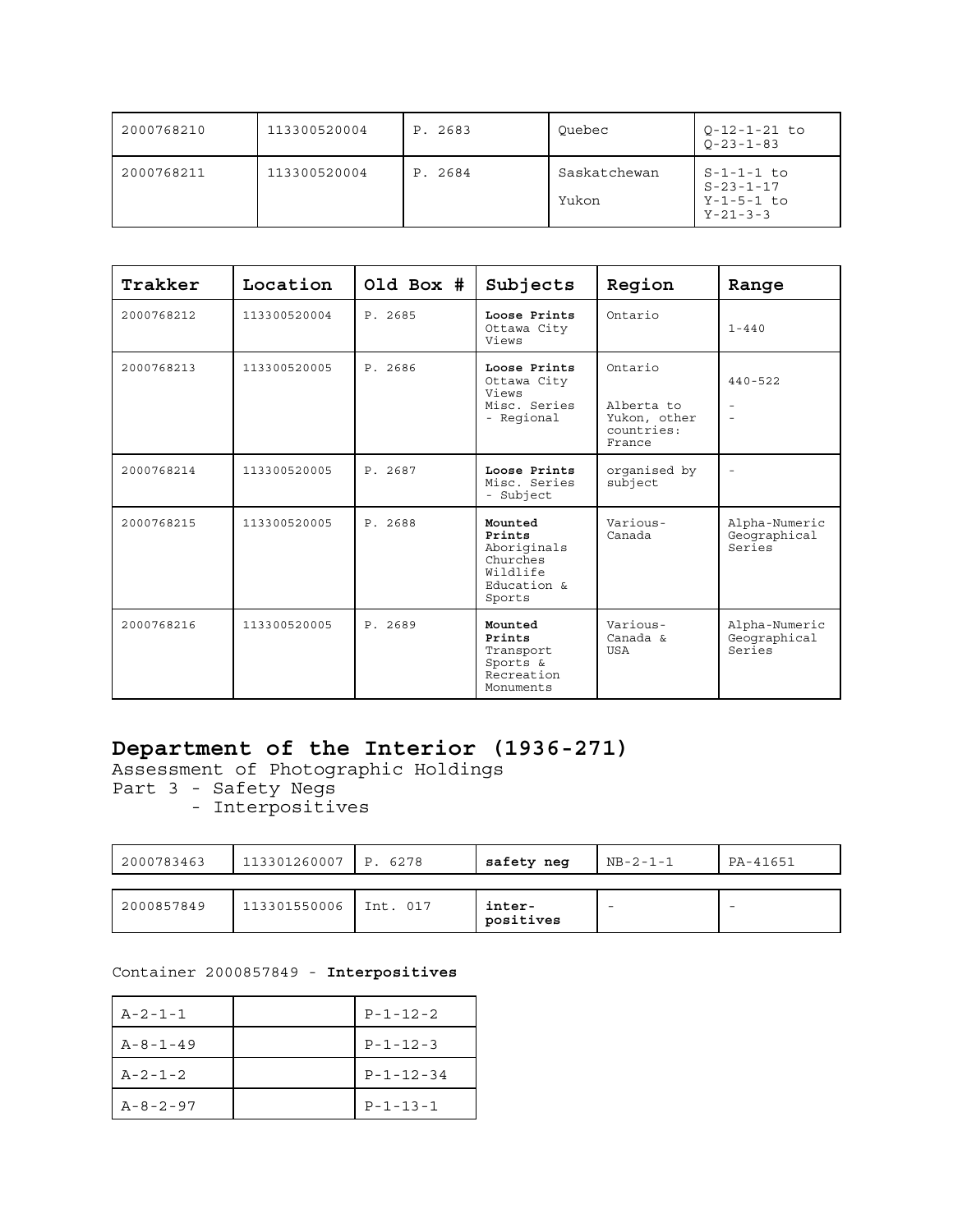| | | | | |
|---|---|---|---|---|
| 2000768210 | 113300520004 | P. 2683 | Quebec | Q-12-1-21 to Q-23-1-83 |
| 2000768211 | 113300520004 | P. 2684 | Saskatchewan<br>Yukon | S-1-1-1 to S-23-1-17<br>Y-1-5-1 to Y-21-3-3 |

| Trakker | Location | Old Box # | Subjects | Region | Range |
|---|---|---|---|---|---|
| 2000768212 | 113300520004 | P. 2685 | **Loose Prints** Ottawa City Views | Ontario | 1-440 |
| 2000768213 | 113300520005 | P. 2686 | **Loose Prints** Ottawa City Views<br>Misc. Series - Regional | Ontario<br>Alberta to Yukon, other countries: France | 440-522<br>-<br>- |
| 2000768214 | 113300520005 | P. 2687 | **Loose Prints** Misc. Series - Subject | organised by subject | - |
| 2000768215 | 113300520005 | P. 2688 | **Mounted Prints** Aboriginals Churches Wildlife Education & Sports | Various-Canada | Alpha-Numeric Geographical Series |
| 2000768216 | 113300520005 | P. 2689 | **Mounted Prints** Transport Sports & Recreation Monuments | Various-Canada & USA | Alpha-Numeric Geographical Series |

# Department of the Interior (1936-271)

Assessment of Photographic Holdings
Part 3 - Safety Negs
- Interpositives

| | | | | | |
|---|---|---|---|---|---|
| 2000783463 | 113301260007 | P. 6278 | **safety neg** | NB-2-1-1 | PA-41651 |
| 2000857849 | 113301550006 | Int. 017 | **inter-positives** | - | - |

Container 2000857849 - **Interpositives**

| | | |
|---|---|---|
| A-2-1-1 | | P-1-12-2 |
| A-8-1-49 | | P-1-12-3 |
| A-2-1-2 | | P-1-12-34 |
| A-8-2-97 | | P-1-13-1 |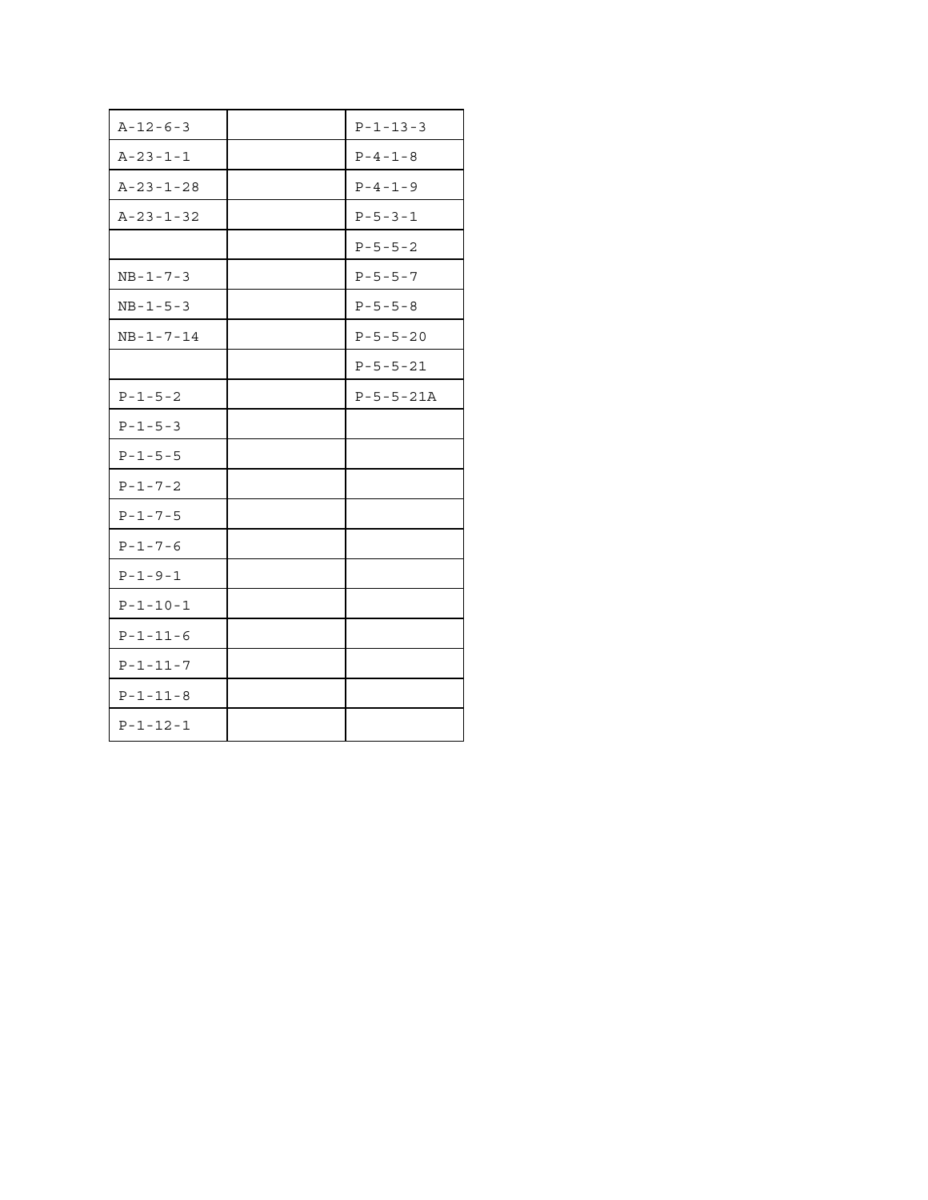| | | |
|---|---|---|
| A-12-6-3 | | P-1-13-3 |
| A-23-1-1 | | P-4-1-8 |
| A-23-1-28 | | P-4-1-9 |
| A-23-1-32 | | P-5-3-1 |
| | | P-5-5-2 |
| NB-1-7-3 | | P-5-5-7 |
| NB-1-5-3 | | P-5-5-8 |
| NB-1-7-14 | | P-5-5-20 |
| | | P-5-5-21 |
| P-1-5-2 | | P-5-5-21A |
| P-1-5-3 | | |
| P-1-5-5 | | |
| P-1-7-2 | | |
| P-1-7-5 | | |
| P-1-7-6 | | |
| P-1-9-1 | | |
| P-1-10-1 | | |
| P-1-11-6 | | |
| P-1-11-7 | | |
| P-1-11-8 | | |
| P-1-12-1 | | |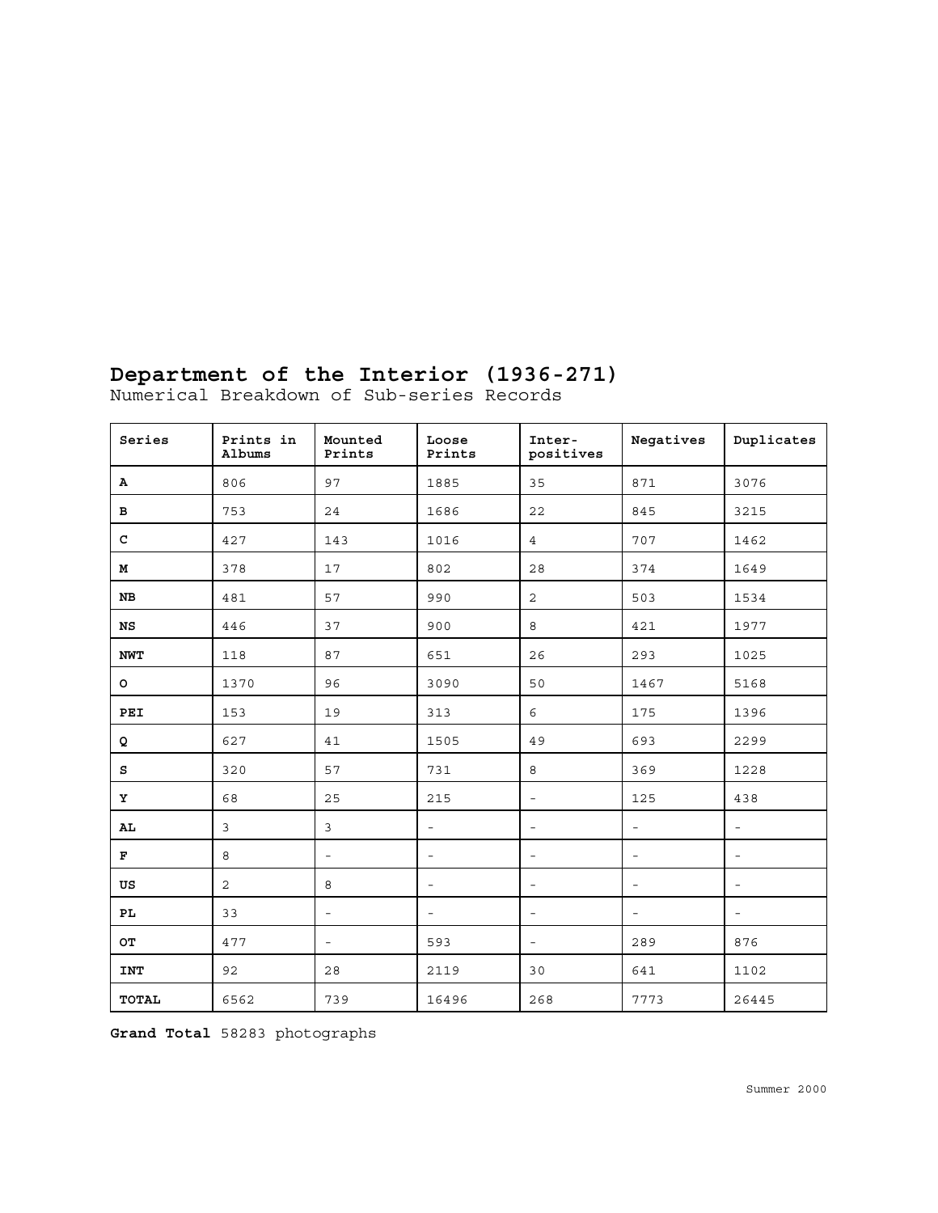# Department of the Interior (1936-271)

Numerical Breakdown of Sub-series Records

| Series | Prints in Albums | Mounted Prints | Loose Prints | Inter-positives | Negatives | Duplicates |
|---|---|---|---|---|---|---|
| **A** | 806 | 97 | 1885 | 35 | 871 | 3076 |
| **B** | 753 | 24 | 1686 | 22 | 845 | 3215 |
| **C** | 427 | 143 | 1016 | 4 | 707 | 1462 |
| **M** | 378 | 17 | 802 | 28 | 374 | 1649 |
| **NB** | 481 | 57 | 990 | 2 | 503 | 1534 |
| **NS** | 446 | 37 | 900 | 8 | 421 | 1977 |
| **NWT** | 118 | 87 | 651 | 26 | 293 | 1025 |
| **O** | 1370 | 96 | 3090 | 50 | 1467 | 5168 |
| **PEI** | 153 | 19 | 313 | 6 | 175 | 1396 |
| **Q** | 627 | 41 | 1505 | 49 | 693 | 2299 |
| **S** | 320 | 57 | 731 | 8 | 369 | 1228 |
| **Y** | 68 | 25 | 215 | - | 125 | 438 |
| **AL** | 3 | 3 | - | - | - | - |
| **F** | 8 | - | - | - | - | - |
| **US** | 2 | 8 | - | - | - | - |
| **PL** | 33 | - | - | - | - | - |
| **OT** | 477 | - | 593 | - | 289 | 876 |
| **INT** | 92 | 28 | 2119 | 30 | 641 | 1102 |
| **TOTAL** | 6562 | 739 | 16496 | 268 | 7773 | 26445 |

**Grand Total** 58283 photographs

Summer 2000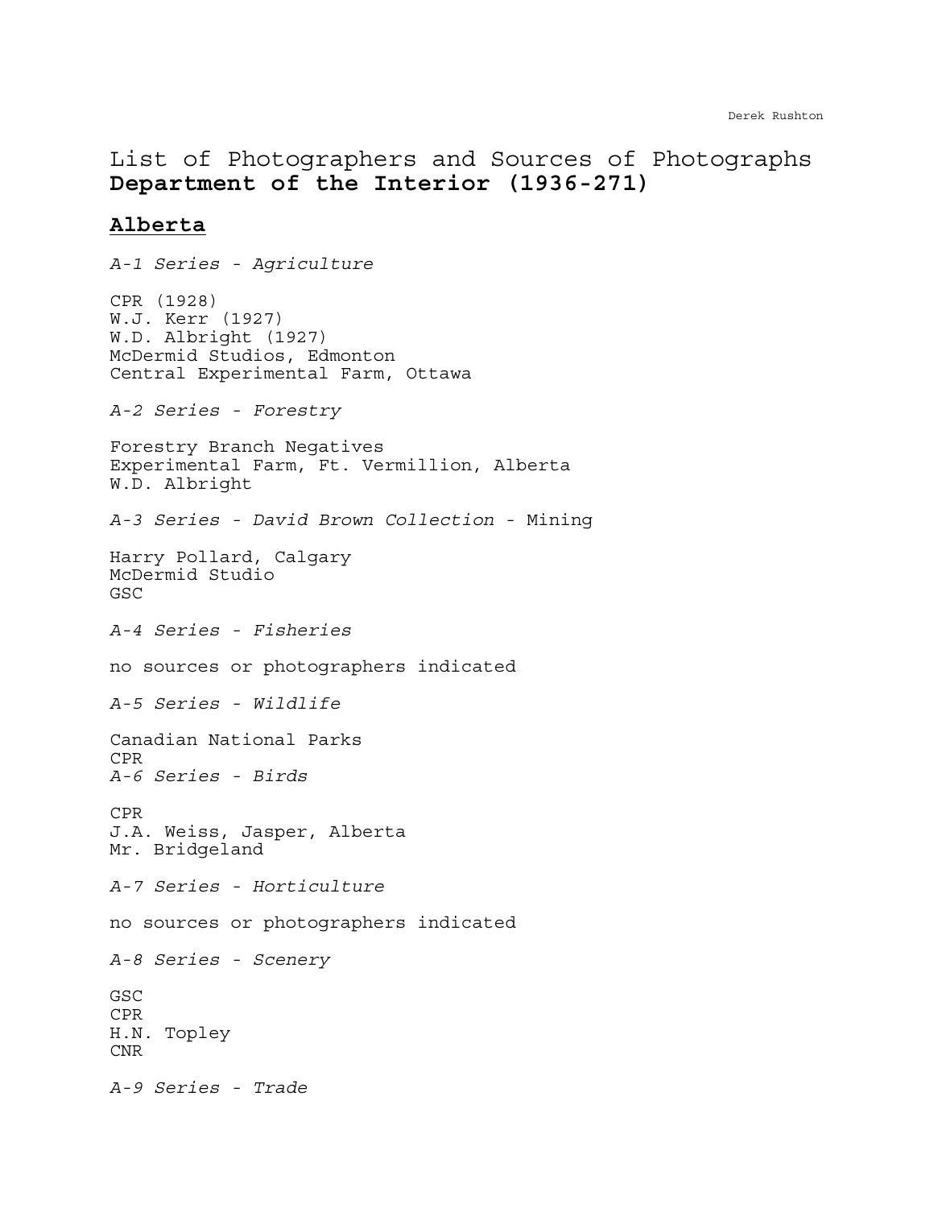# List of Photographers and Sources of Photographs
**Department of the Interior (1936-271)**

## Alberta

*A-1 Series - Agriculture*

CPR (1928)
W.J. Kerr (1927)
W.D. Albright (1927)
McDermid Studios, Edmonton
Central Experimental Farm, Ottawa

*A-2 Series - Forestry*

Forestry Branch Negatives
Experimental Farm, Ft. Vermillion, Alberta
W.D. Albright

*A-3 Series - David Brown Collection* - Mining

Harry Pollard, Calgary
McDermid Studio
GSC

*A-4 Series - Fisheries*

no sources or photographers indicated

*A-5 Series - Wildlife*

Canadian National Parks
CPR

*A-6 Series - Birds*

CPR
J.A. Weiss, Jasper, Alberta
Mr. Bridgeland

*A-7 Series - Horticulture*

no sources or photographers indicated

*A-8 Series - Scenery*

GSC
CPR
H.N. Topley
CNR

*A-9 Series - Trade*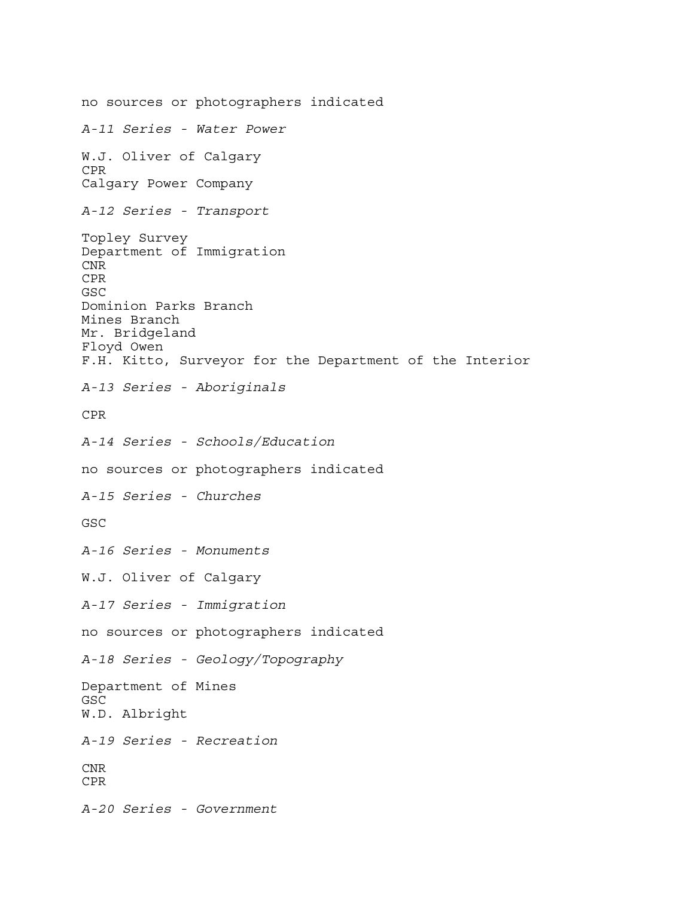no sources or photographers indicated

*A-11 Series - Water Power*

W.J. Oliver of Calgary
CPR
Calgary Power Company

*A-12 Series - Transport*

Topley Survey
Department of Immigration
CNR
CPR
GSC
Dominion Parks Branch
Mines Branch
Mr. Bridgeland
Floyd Owen
F.H. Kitto, Surveyor for the Department of the Interior

*A-13 Series - Aboriginals*

CPR

*A-14 Series - Schools/Education*

no sources or photographers indicated

*A-15 Series - Churches*

GSC

*A-16 Series - Monuments*

W.J. Oliver of Calgary

*A-17 Series - Immigration*

no sources or photographers indicated

*A-18 Series - Geology/Topography*

Department of Mines
GSC
W.D. Albright

*A-19 Series - Recreation*

CNR
CPR

*A-20 Series - Government*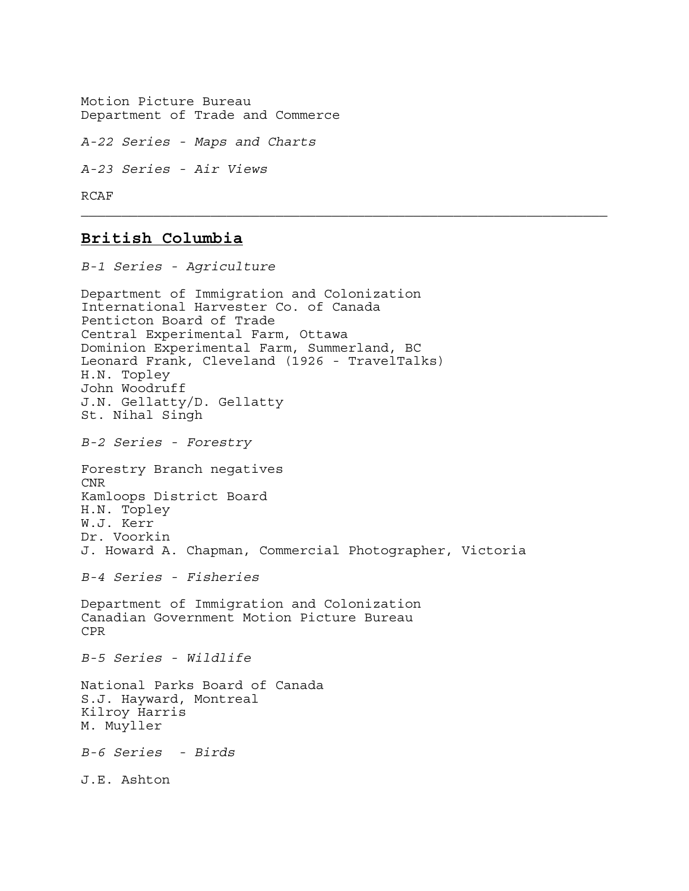Motion Picture Bureau
Department of Trade and Commerce

*A-22 Series - Maps and Charts*

*A-23 Series - Air Views*

RCAF

---

## British Columbia

*B-1 Series - Agriculture*

Department of Immigration and Colonization
International Harvester Co. of Canada
Penticton Board of Trade
Central Experimental Farm, Ottawa
Dominion Experimental Farm, Summerland, BC
Leonard Frank, Cleveland (1926 - TravelTalks)
H.N. Topley
John Woodruff
J.N. Gellatty/D. Gellatty
St. Nihal Singh

*B-2 Series - Forestry*

Forestry Branch negatives
CNR
Kamloops District Board
H.N. Topley
W.J. Kerr
Dr. Voorkin
J. Howard A. Chapman, Commercial Photographer, Victoria

*B-4 Series - Fisheries*

Department of Immigration and Colonization
Canadian Government Motion Picture Bureau
CPR

*B-5 Series - Wildlife*

National Parks Board of Canada
S.J. Hayward, Montreal
Kilroy Harris
M. Muyller

*B-6 Series - Birds*

J.E. Ashton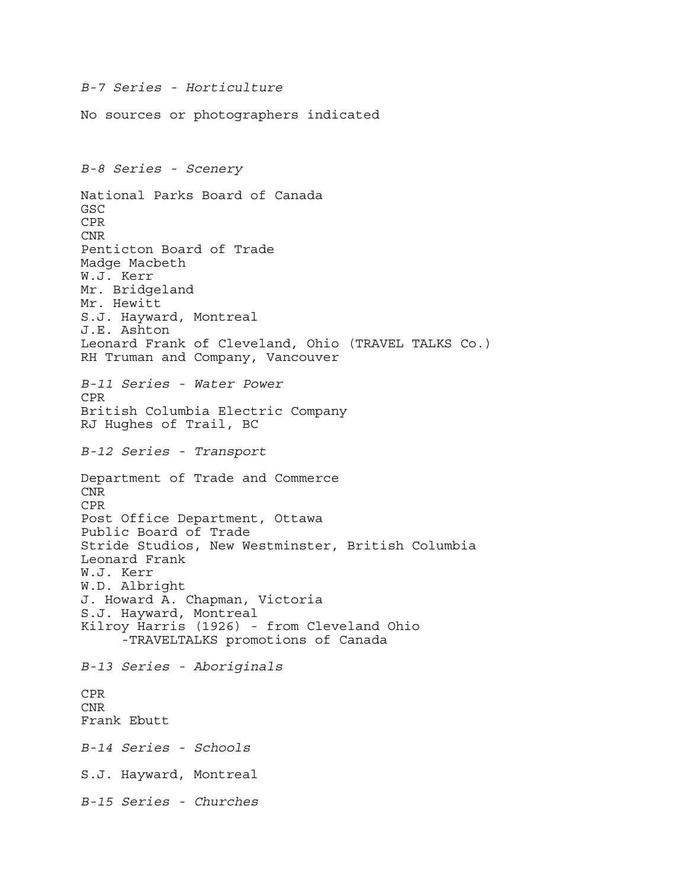*B-7 Series - Horticulture*

No sources or photographers indicated

*B-8 Series - Scenery*

National Parks Board of Canada
GSC
CPR
CNR
Penticton Board of Trade
Madge Macbeth
W.J. Kerr
Mr. Bridgeland
Mr. Hewitt
S.J. Hayward, Montreal
J.E. Ashton
Leonard Frank of Cleveland, Ohio (TRAVEL TALKS Co.)
RH Truman and Company, Vancouver

*B-11 Series - Water Power*
CPR
British Columbia Electric Company
RJ Hughes of Trail, BC

*B-12 Series - Transport*

Department of Trade and Commerce
CNR
CPR
Post Office Department, Ottawa
Public Board of Trade
Stride Studios, New Westminster, British Columbia
Leonard Frank
W.J. Kerr
W.D. Albright
J. Howard A. Chapman, Victoria
S.J. Hayward, Montreal
Kilroy Harris (1926) - from Cleveland Ohio
    -TRAVELTALKS promotions of Canada

*B-13 Series - Aboriginals*

CPR
CNR
Frank Ebutt

*B-14 Series - Schools*

S.J. Hayward, Montreal

*B-15 Series - Churches*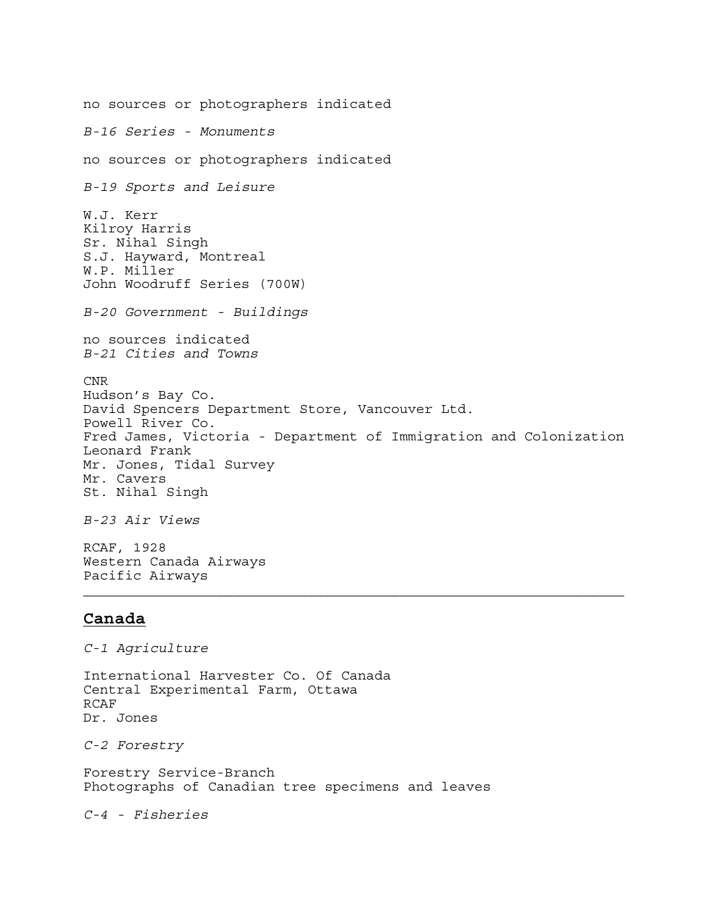no sources or photographers indicated

*B-16 Series - Monuments*

no sources or photographers indicated

*B-19 Sports and Leisure*

W.J. Kerr  
Kilroy Harris  
Sr. Nihal Singh  
S.J. Hayward, Montreal  
W.P. Miller  
John Woodruff Series (700W)

*B-20 Government - Buildings*

no sources indicated  
*B-21 Cities and Towns*

CNR  
Hudson's Bay Co.  
David Spencers Department Store, Vancouver Ltd.  
Powell River Co.  
Fred James, Victoria - Department of Immigration and Colonization  
Leonard Frank  
Mr. Jones, Tidal Survey  
Mr. Cavers  
St. Nihal Singh

*B-23 Air Views*

RCAF, 1928  
Western Canada Airways  
Pacific Airways

---

## **Canada**

*C-1 Agriculture*

International Harvester Co. Of Canada  
Central Experimental Farm, Ottawa  
RCAF  
Dr. Jones

*C-2 Forestry*

Forestry Service-Branch  
Photographs of Canadian tree specimens and leaves

*C-4 - Fisheries*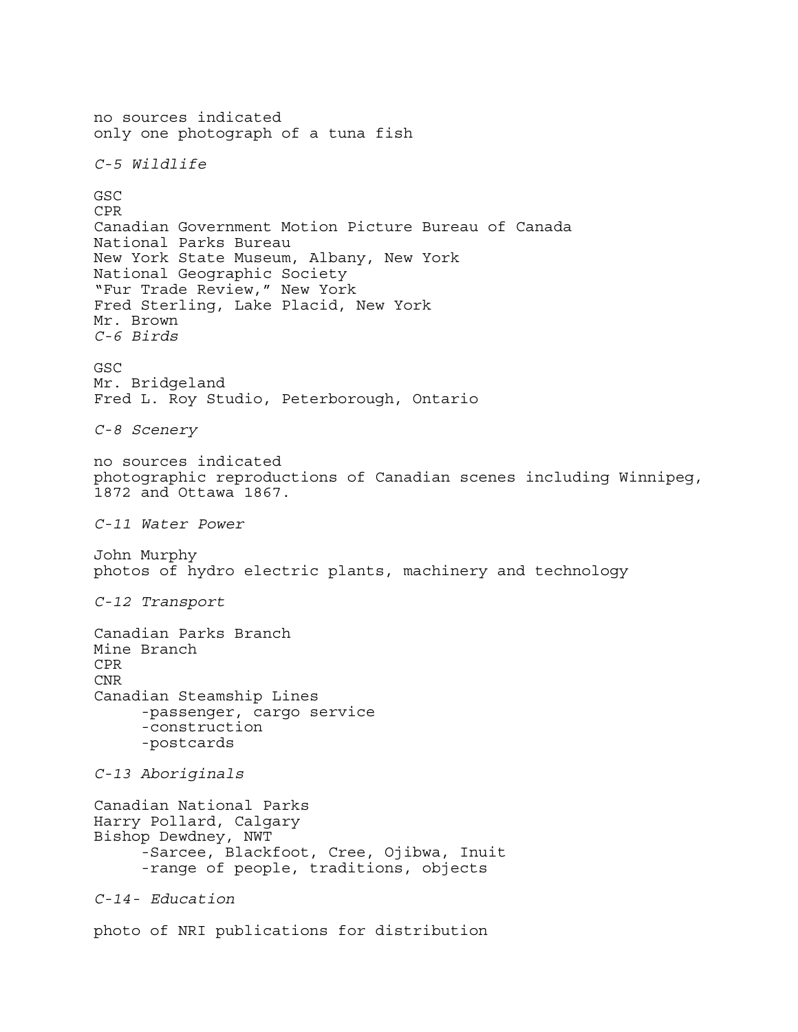no sources indicated
only one photograph of a tuna fish

*C-5 Wildlife*

GSC
CPR
Canadian Government Motion Picture Bureau of Canada
National Parks Bureau
New York State Museum, Albany, New York
National Geographic Society
"Fur Trade Review," New York
Fred Sterling, Lake Placid, New York
Mr. Brown

*C-6 Birds*

GSC
Mr. Bridgeland
Fred L. Roy Studio, Peterborough, Ontario

*C-8 Scenery*

no sources indicated
photographic reproductions of Canadian scenes including Winnipeg, 1872 and Ottawa 1867.

*C-11 Water Power*

John Murphy
photos of hydro electric plants, machinery and technology

*C-12 Transport*

Canadian Parks Branch
Mine Branch
CPR
CNR
Canadian Steamship Lines
- passenger, cargo service
- construction
- postcards

*C-13 Aboriginals*

Canadian National Parks
Harry Pollard, Calgary
Bishop Dewdney, NWT
- Sarcee, Blackfoot, Cree, Ojibwa, Inuit
- range of people, traditions, objects

*C-14- Education*

photo of NRI publications for distribution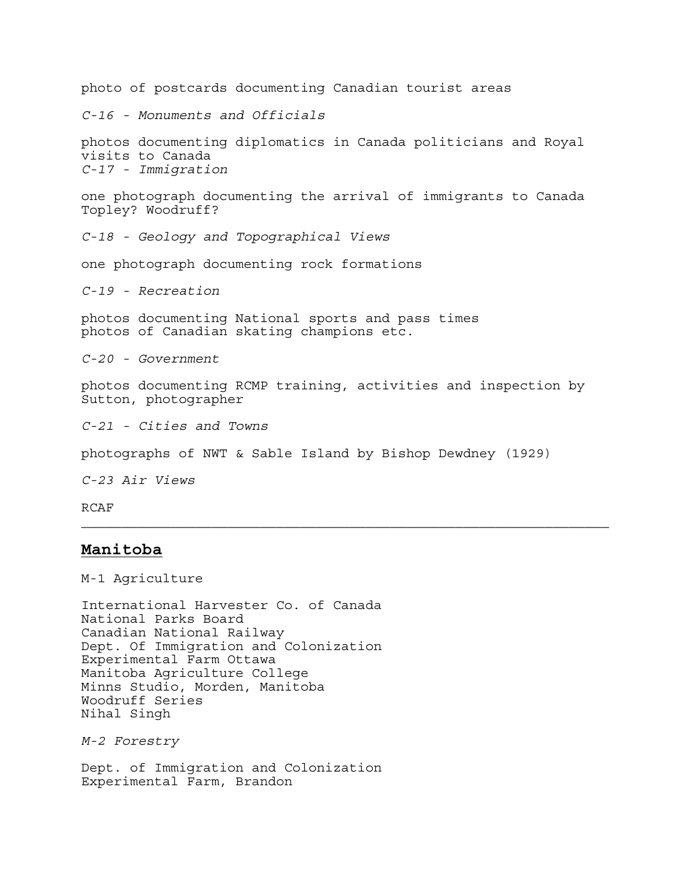photo of postcards documenting Canadian tourist areas

*C-16 - Monuments and Officials*

photos documenting diplomatics in Canada politicians and Royal visits to Canada
*C-17 - Immigration*

one photograph documenting the arrival of immigrants to Canada
Topley? Woodruff?

*C-18 - Geology and Topographical Views*

one photograph documenting rock formations

*C-19 - Recreation*

photos documenting National sports and pass times
photos of Canadian skating champions etc.

*C-20 - Government*

photos documenting RCMP training, activities and inspection by Sutton, photographer

*C-21 - Cities and Towns*

photographs of NWT & Sable Island by Bishop Dewdney (1929)

*C-23 Air Views*

RCAF

---

## **Manitoba**

M-1 Agriculture

International Harvester Co. of Canada
National Parks Board
Canadian National Railway
Dept. Of Immigration and Colonization
Experimental Farm Ottawa
Manitoba Agriculture College
Minns Studio, Morden, Manitoba
Woodruff Series
Nihal Singh

*M-2 Forestry*

Dept. of Immigration and Colonization
Experimental Farm, Brandon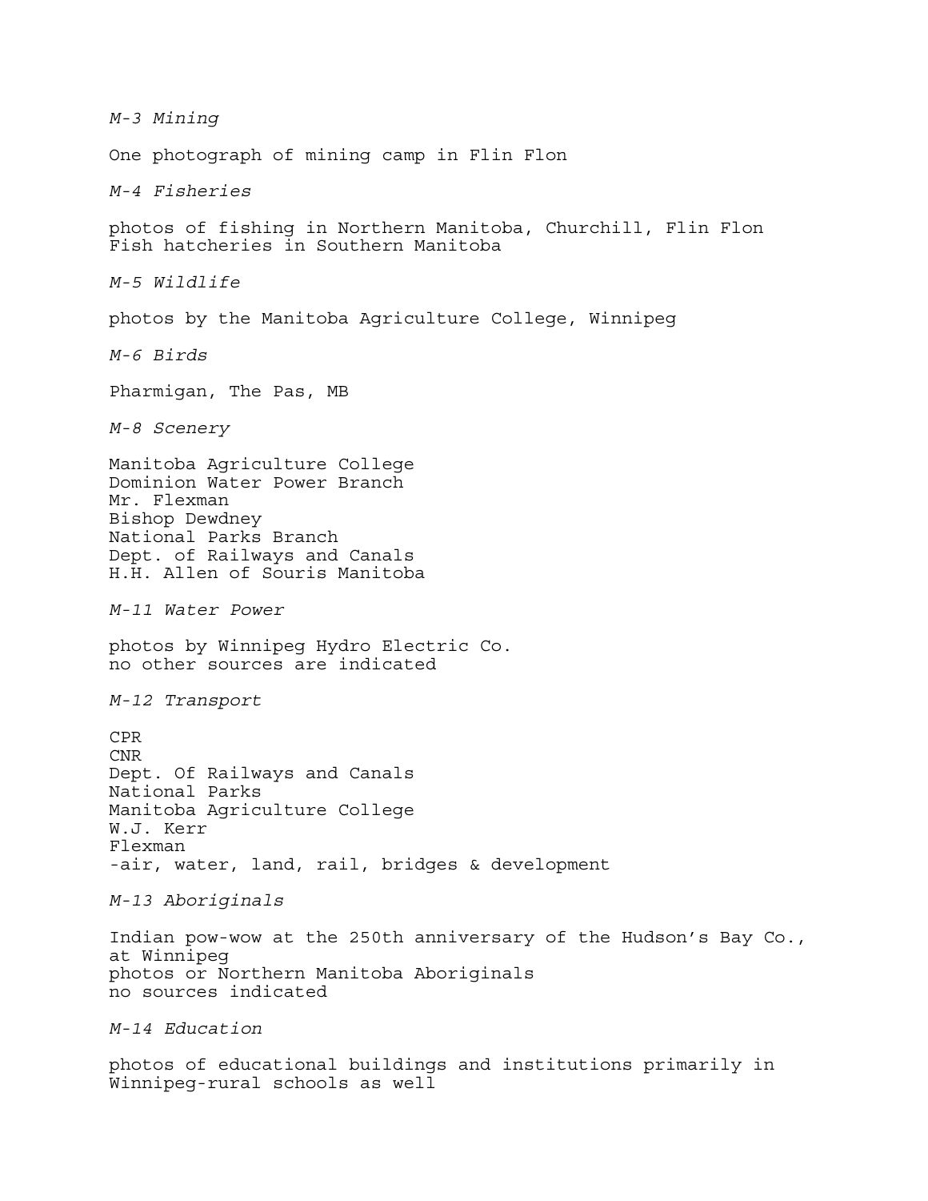*M-3 Mining*

One photograph of mining camp in Flin Flon

*M-4 Fisheries*

photos of fishing in Northern Manitoba, Churchill, Flin Flon
Fish hatcheries in Southern Manitoba

*M-5 Wildlife*

photos by the Manitoba Agriculture College, Winnipeg

*M-6 Birds*

Pharmigan, The Pas, MB

*M-8 Scenery*

Manitoba Agriculture College
Dominion Water Power Branch
Mr. Flexman
Bishop Dewdney
National Parks Branch
Dept. of Railways and Canals
H.H. Allen of Souris Manitoba

*M-11 Water Power*

photos by Winnipeg Hydro Electric Co.
no other sources are indicated

*M-12 Transport*

CPR
CNR
Dept. Of Railways and Canals
National Parks
Manitoba Agriculture College
W.J. Kerr
Flexman
-air, water, land, rail, bridges & development

*M-13 Aboriginals*

Indian pow-wow at the 250th anniversary of the Hudson's Bay Co., at Winnipeg
photos or Northern Manitoba Aboriginals
no sources indicated

*M-14 Education*

photos of educational buildings and institutions primarily in Winnipeg-rural schools as well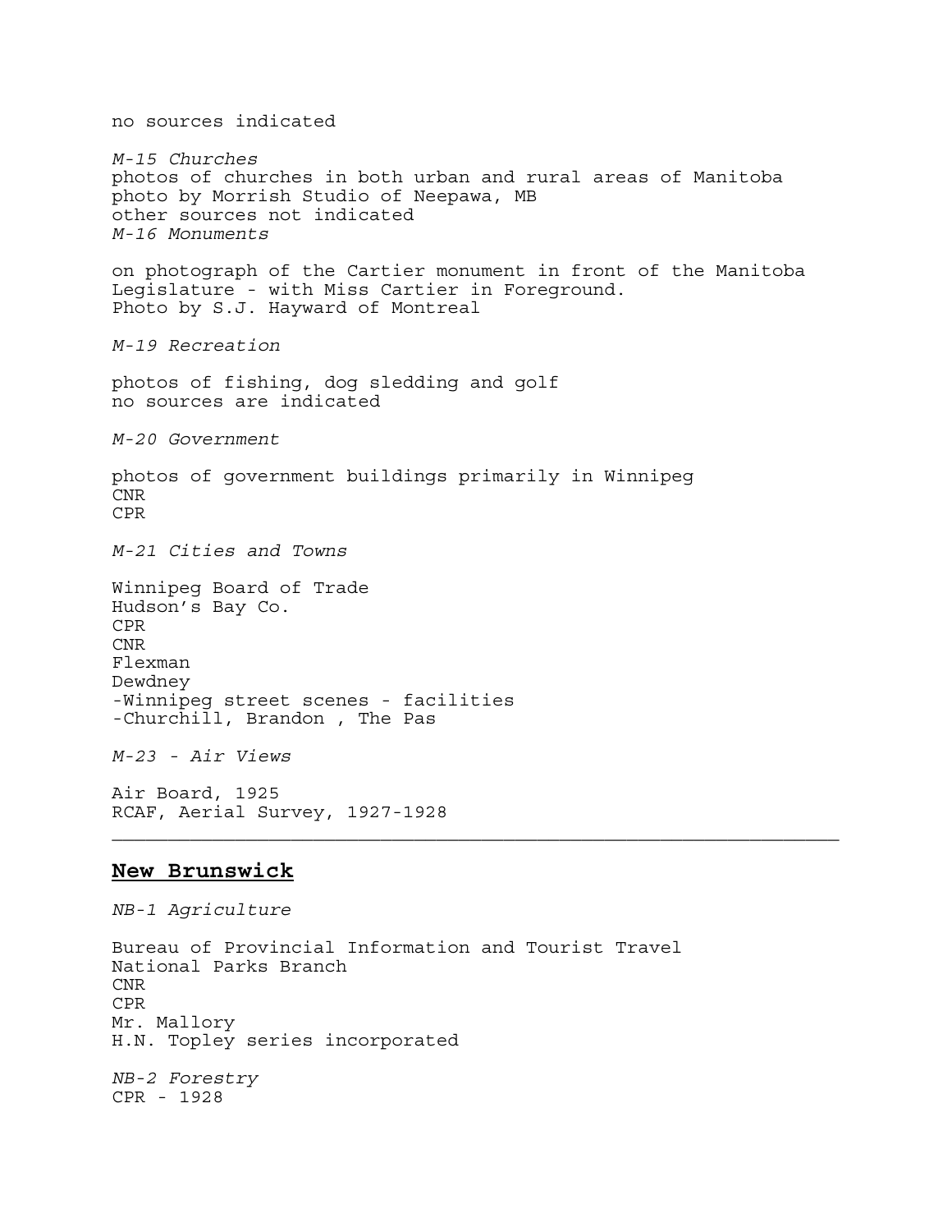no sources indicated

*M-15 Churches*
photos of churches in both urban and rural areas of Manitoba
photo by Morrish Studio of Neepawa, MB
other sources not indicated
*M-16 Monuments*

on photograph of the Cartier monument in front of the Manitoba Legislature - with Miss Cartier in Foreground.
Photo by S.J. Hayward of Montreal

*M-19 Recreation*

photos of fishing, dog sledding and golf
no sources are indicated

*M-20 Government*

photos of government buildings primarily in Winnipeg
CNR
CPR

*M-21 Cities and Towns*

Winnipeg Board of Trade
Hudson's Bay Co.
CPR
CNR
Flexman
Dewdney
-Winnipeg street scenes - facilities
-Churchill, Brandon , The Pas

*M-23 - Air Views*

Air Board, 1925
RCAF, Aerial Survey, 1927-1928

---

## **New Brunswick**

*NB-1 Agriculture*

Bureau of Provincial Information and Tourist Travel
National Parks Branch
CNR
CPR
Mr. Mallory
H.N. Topley series incorporated

*NB-2 Forestry*
CPR - 1928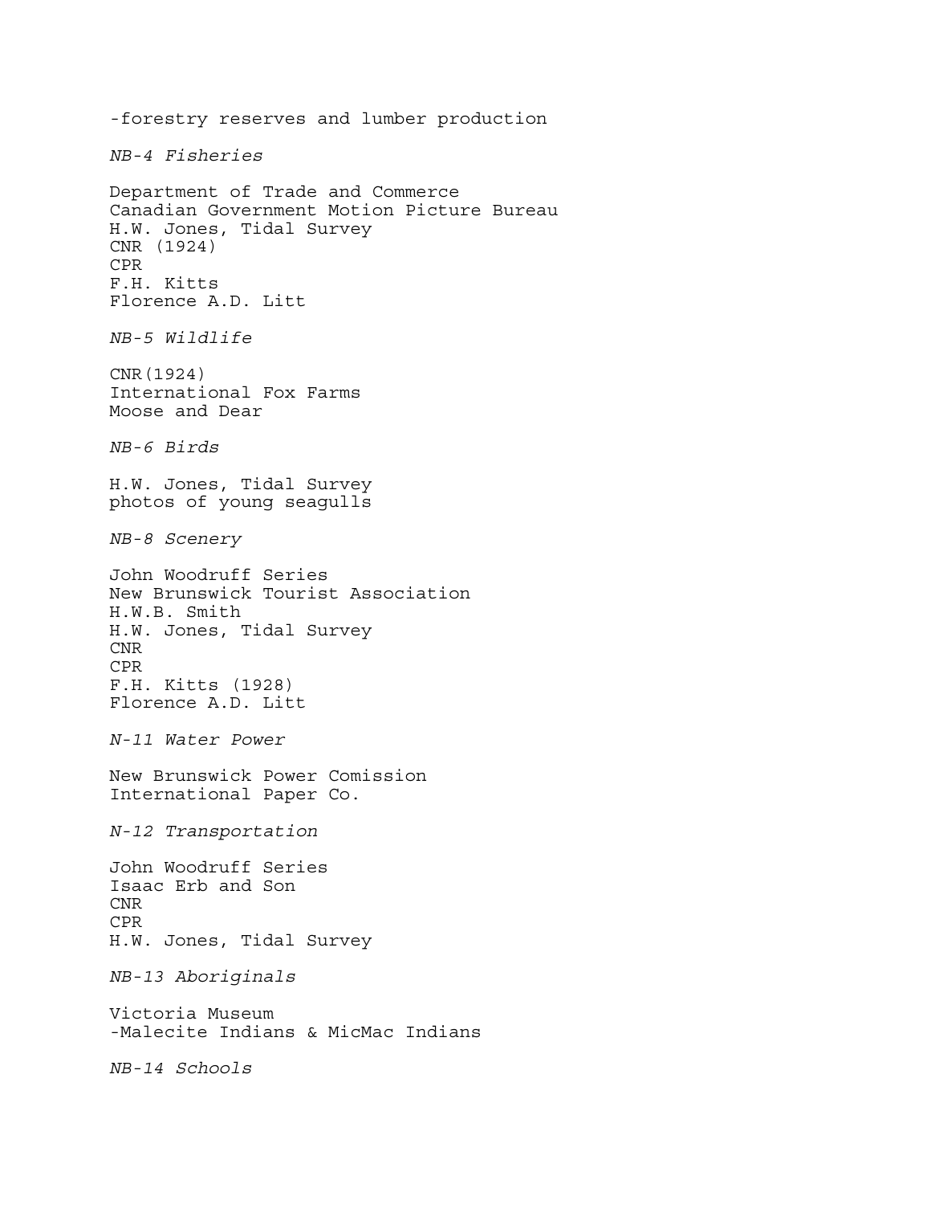-forestry reserves and lumber production

*NB-4 Fisheries*

Department of Trade and Commerce
Canadian Government Motion Picture Bureau
H.W. Jones, Tidal Survey
CNR (1924)
CPR
F.H. Kitts
Florence A.D. Litt

*NB-5 Wildlife*

CNR(1924)
International Fox Farms
Moose and Dear

*NB-6 Birds*

H.W. Jones, Tidal Survey
photos of young seagulls

*NB-8 Scenery*

John Woodruff Series
New Brunswick Tourist Association
H.W.B. Smith
H.W. Jones, Tidal Survey
CNR
CPR
F.H. Kitts (1928)
Florence A.D. Litt

*N-11 Water Power*

New Brunswick Power Comission
International Paper Co.

*N-12 Transportation*

John Woodruff Series
Isaac Erb and Son
CNR
CPR
H.W. Jones, Tidal Survey

*NB-13 Aboriginals*

Victoria Museum
-Malecite Indians & MicMac Indians

*NB-14 Schools*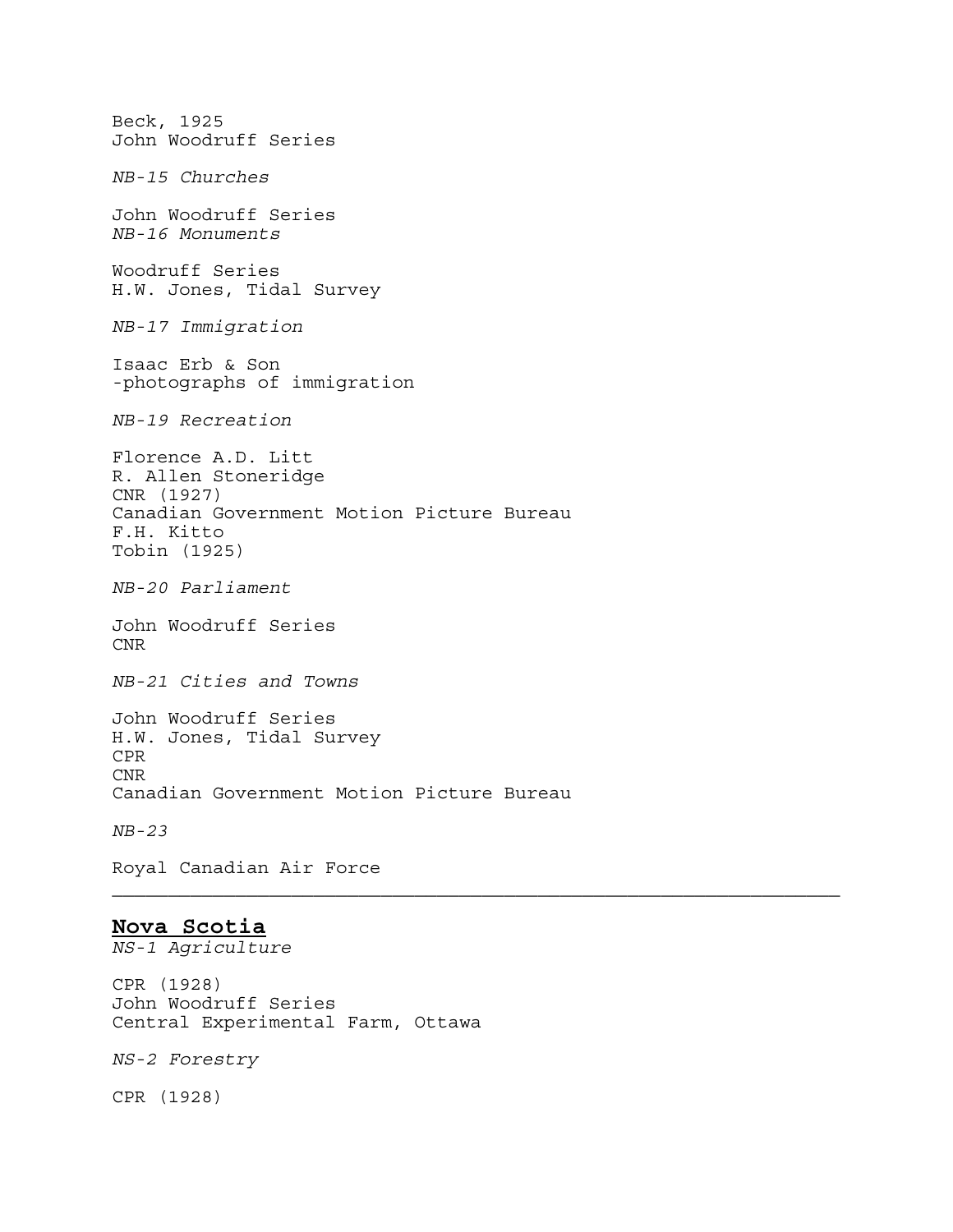Beck, 1925
John Woodruff Series

*NB-15 Churches*

John Woodruff Series
*NB-16 Monuments*

Woodruff Series
H.W. Jones, Tidal Survey

*NB-17 Immigration*

Isaac Erb & Son
-photographs of immigration

*NB-19 Recreation*

Florence A.D. Litt
R. Allen Stoneridge
CNR (1927)
Canadian Government Motion Picture Bureau
F.H. Kitto
Tobin (1925)

*NB-20 Parliament*

John Woodruff Series
CNR

*NB-21 Cities and Towns*

John Woodruff Series
H.W. Jones, Tidal Survey
CPR
CNR
Canadian Government Motion Picture Bureau

*NB-23*

Royal Canadian Air Force

---

## Nova Scotia

*NS-1 Agriculture*

CPR (1928)
John Woodruff Series
Central Experimental Farm, Ottawa

*NS-2 Forestry*

CPR (1928)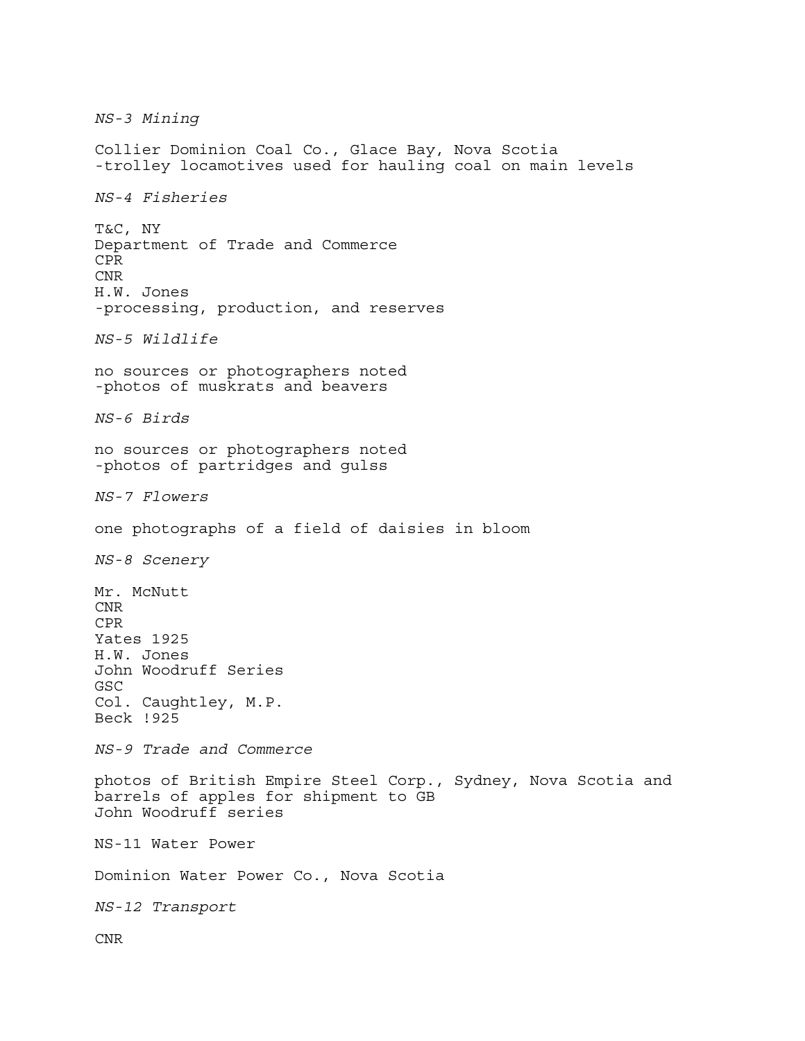*NS-3 Mining*

Collier Dominion Coal Co., Glace Bay, Nova Scotia
-trolley locamotives used for hauling coal on main levels

*NS-4 Fisheries*

T&C, NY
Department of Trade and Commerce
CPR
CNR
H.W. Jones
-processing, production, and reserves

*NS-5 Wildlife*

no sources or photographers noted
-photos of muskrats and beavers

*NS-6 Birds*

no sources or photographers noted
-photos of partridges and gulss

*NS-7 Flowers*

one photographs of a field of daisies in bloom

*NS-8 Scenery*

Mr. McNutt
CNR
CPR
Yates 1925
H.W. Jones
John Woodruff Series
GSC
Col. Caughtley, M.P.
Beck !925

*NS-9 Trade and Commerce*

photos of British Empire Steel Corp., Sydney, Nova Scotia and barrels of apples for shipment to GB
John Woodruff series

NS-11 Water Power

Dominion Water Power Co., Nova Scotia

*NS-12 Transport*

CNR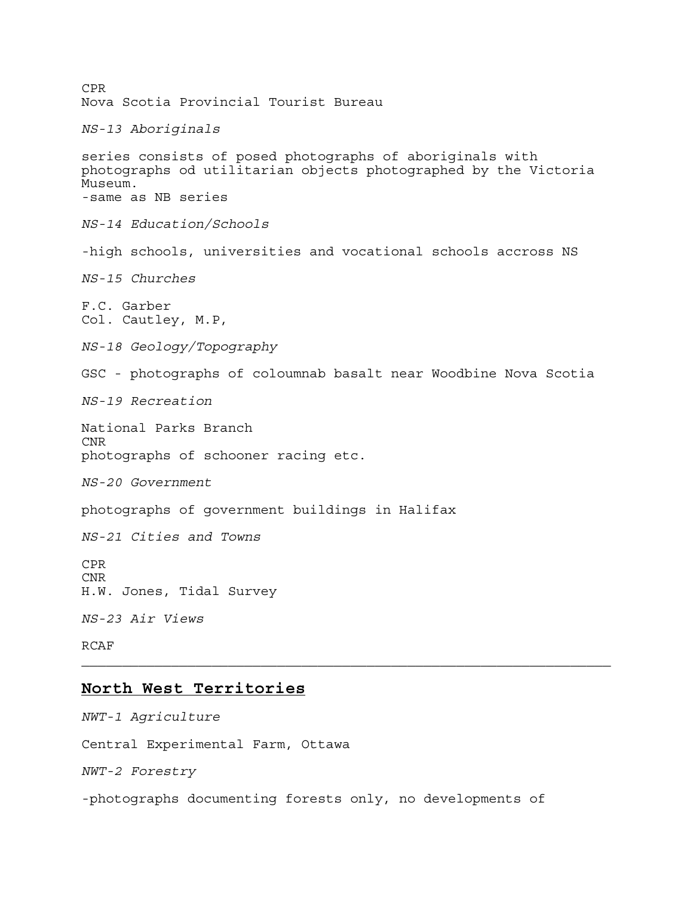CPR
Nova Scotia Provincial Tourist Bureau

*NS-13 Aboriginals*

series consists of posed photographs of aboriginals with photographs od utilitarian objects photographed by the Victoria Museum.
-same as NB series

*NS-14 Education/Schools*

-high schools, universities and vocational schools accross NS

*NS-15 Churches*

F.C. Garber
Col. Cautley, M.P,

*NS-18 Geology/Topography*

GSC - photographs of coloumnab basalt near Woodbine Nova Scotia

*NS-19 Recreation*

National Parks Branch
CNR
photographs of schooner racing etc.

*NS-20 Government*

photographs of government buildings in Halifax

*NS-21 Cities and Towns*

CPR
CNR
H.W. Jones, Tidal Survey

*NS-23 Air Views*

RCAF

---

## **North West Territories**

*NWT-1 Agriculture*

Central Experimental Farm, Ottawa

*NWT-2 Forestry*

-photographs documenting forests only, no developments of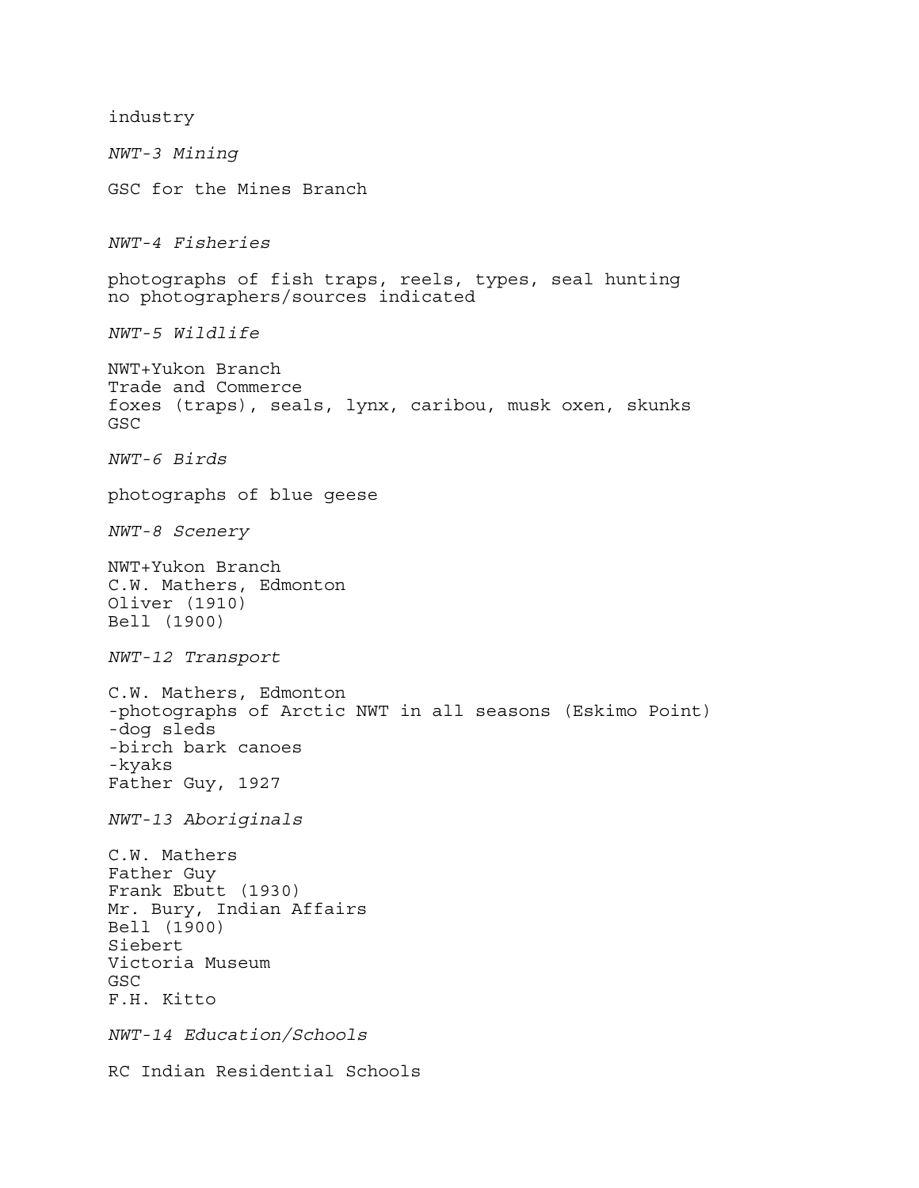industry

*NWT-3 Mining*

GSC for the Mines Branch

*NWT-4 Fisheries*

photographs of fish traps, reels, types, seal hunting
no photographers/sources indicated

*NWT-5 Wildlife*

NWT+Yukon Branch
Trade and Commerce
foxes (traps), seals, lynx, caribou, musk oxen, skunks
GSC

*NWT-6 Birds*

photographs of blue geese

*NWT-8 Scenery*

NWT+Yukon Branch
C.W. Mathers, Edmonton
Oliver (1910)
Bell (1900)

*NWT-12 Transport*

C.W. Mathers, Edmonton
-photographs of Arctic NWT in all seasons (Eskimo Point)
-dog sleds
-birch bark canoes
-kyaks
Father Guy, 1927

*NWT-13 Aboriginals*

C.W. Mathers
Father Guy
Frank Ebutt (1930)
Mr. Bury, Indian Affairs
Bell (1900)
Siebert
Victoria Museum
GSC
F.H. Kitto

*NWT-14 Education/Schools*

RC Indian Residential Schools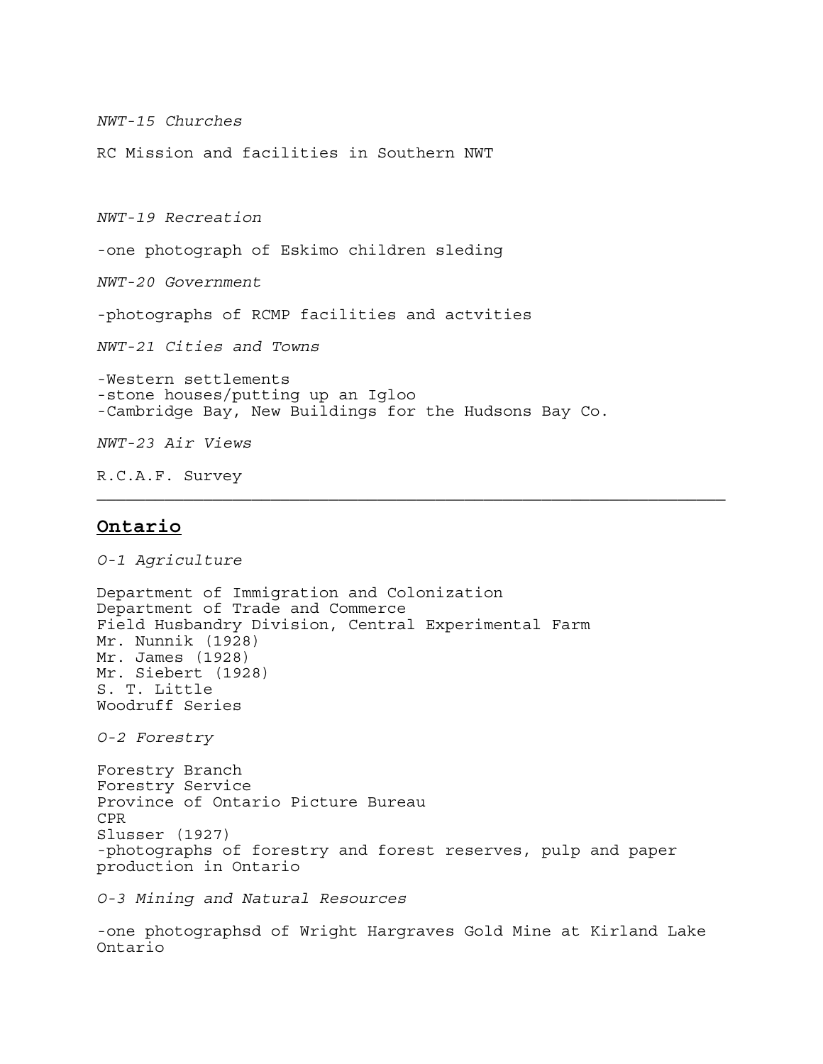*NWT-15 Churches*

RC Mission and facilities in Southern NWT

*NWT-19 Recreation*

-one photograph of Eskimo children sleding

*NWT-20 Government*

-photographs of RCMP facilities and actvities

*NWT-21 Cities and Towns*

-Western settlements
-stone houses/putting up an Igloo
-Cambridge Bay, New Buildings for the Hudsons Bay Co.

*NWT-23 Air Views*

R.C.A.F. Survey

---

## **Ontario**

*O-1 Agriculture*

Department of Immigration and Colonization
Department of Trade and Commerce
Field Husbandry Division, Central Experimental Farm
Mr. Nunnik (1928)
Mr. James (1928)
Mr. Siebert (1928)
S. T. Little
Woodruff Series

*O-2 Forestry*

Forestry Branch
Forestry Service
Province of Ontario Picture Bureau
CPR
Slusser (1927)
-photographs of forestry and forest reserves, pulp and paper production in Ontario

*O-3 Mining and Natural Resources*

-one photographsd of Wright Hargraves Gold Mine at Kirland Lake Ontario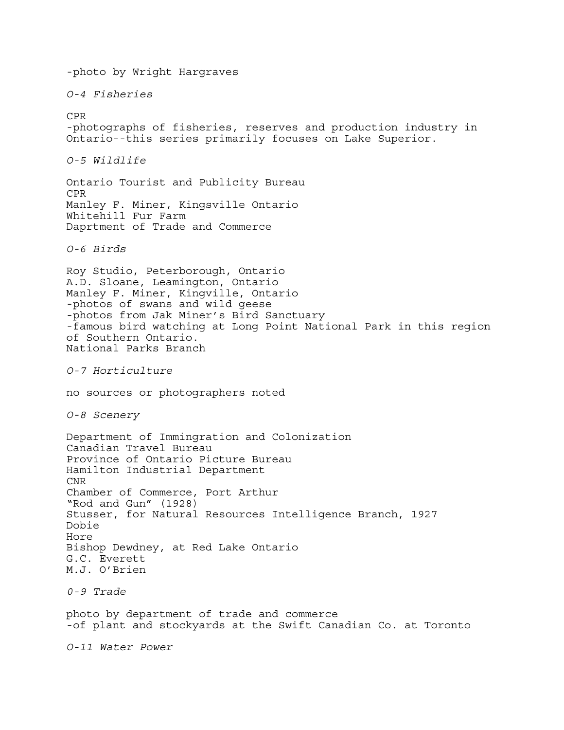-photo by Wright Hargraves

*O-4 Fisheries*

CPR
-photographs of fisheries, reserves and production industry in Ontario--this series primarily focuses on Lake Superior.

*O-5 Wildlife*

Ontario Tourist and Publicity Bureau
CPR
Manley F. Miner, Kingsville Ontario
Whitehill Fur Farm
Daprtment of Trade and Commerce

*O-6 Birds*

Roy Studio, Peterborough, Ontario
A.D. Sloane, Leamington, Ontario
Manley F. Miner, Kingville, Ontario
-photos of swans and wild geese
-photos from Jak Miner's Bird Sanctuary
-famous bird watching at Long Point National Park in this region of Southern Ontario.
National Parks Branch

*O-7 Horticulture*

no sources or photographers noted

*O-8 Scenery*

Department of Immingration and Colonization
Canadian Travel Bureau
Province of Ontario Picture Bureau
Hamilton Industrial Department
CNR
Chamber of Commerce, Port Arthur
"Rod and Gun" (1928)
Stusser, for Natural Resources Intelligence Branch, 1927
Dobie
Hore
Bishop Dewdney, at Red Lake Ontario
G.C. Everett
M.J. O'Brien

*0-9 Trade*

photo by department of trade and commerce
-of plant and stockyards at the Swift Canadian Co. at Toronto

*O-11 Water Power*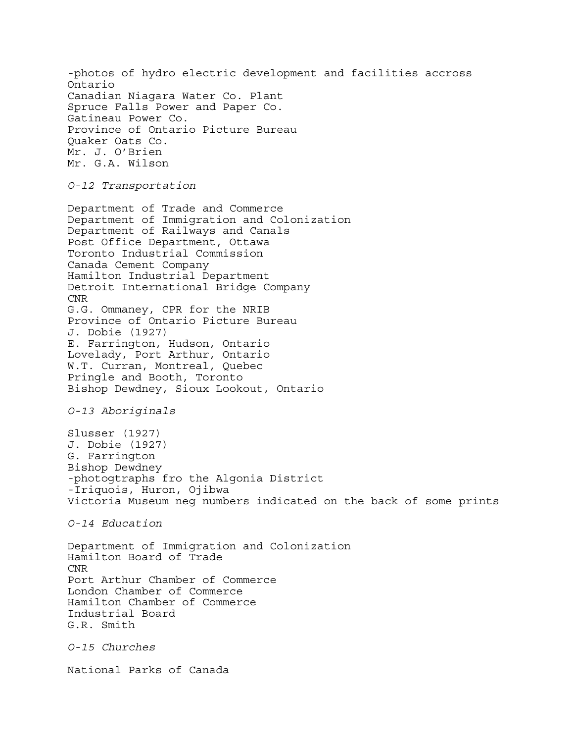-photos of hydro electric development and facilities accross Ontario
Canadian Niagara Water Co. Plant
Spruce Falls Power and Paper Co.
Gatineau Power Co.
Province of Ontario Picture Bureau
Quaker Oats Co.
Mr. J. O'Brien
Mr. G.A. Wilson

*O-12 Transportation*

Department of Trade and Commerce
Department of Immigration and Colonization
Department of Railways and Canals
Post Office Department, Ottawa
Toronto Industrial Commission
Canada Cement Company
Hamilton Industrial Department
Detroit International Bridge Company
CNR
G.G. Ommaney, CPR for the NRIB
Province of Ontario Picture Bureau
J. Dobie (1927)
E. Farrington, Hudson, Ontario
Lovelady, Port Arthur, Ontario
W.T. Curran, Montreal, Quebec
Pringle and Booth, Toronto
Bishop Dewdney, Sioux Lookout, Ontario

*O-13 Aboriginals*

Slusser (1927)
J. Dobie (1927)
G. Farrington
Bishop Dewdney
-photogtraphs fro the Algonia District
-Iriquois, Huron, Ojibwa
Victoria Museum neg numbers indicated on the back of some prints

*O-14 Education*

Department of Immigration and Colonization
Hamilton Board of Trade
CNR
Port Arthur Chamber of Commerce
London Chamber of Commerce
Hamilton Chamber of Commerce
Industrial Board
G.R. Smith

*O-15 Churches*

National Parks of Canada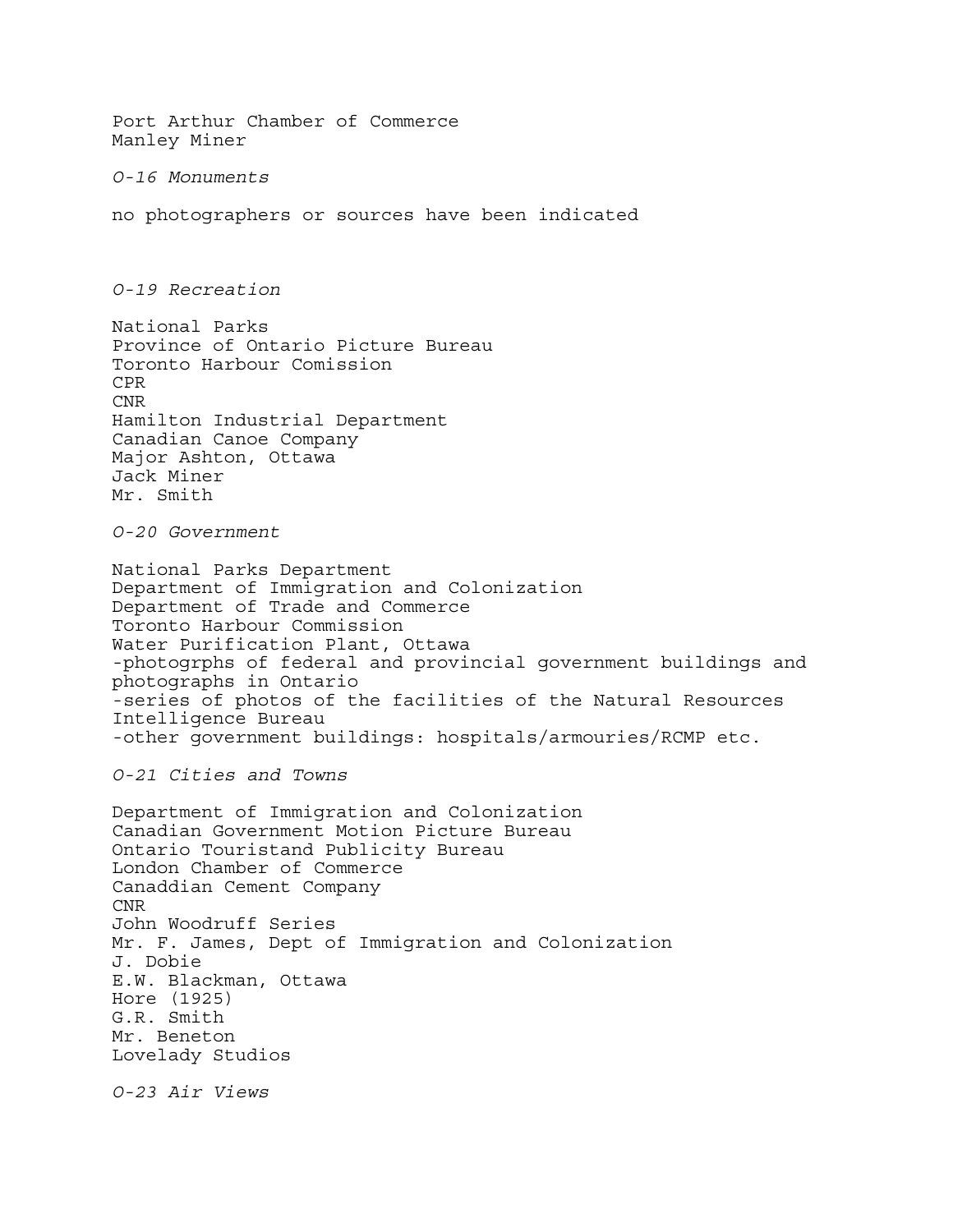Port Arthur Chamber of Commerce
Manley Miner

*O-16 Monuments*

no photographers or sources have been indicated

*O-19 Recreation*

National Parks
Province of Ontario Picture Bureau
Toronto Harbour Comission
CPR
CNR
Hamilton Industrial Department
Canadian Canoe Company
Major Ashton, Ottawa
Jack Miner
Mr. Smith

*O-20 Government*

National Parks Department
Department of Immigration and Colonization
Department of Trade and Commerce
Toronto Harbour Commission
Water Purification Plant, Ottawa
-photogrphs of federal and provincial government buildings and photographs in Ontario
-series of photos of the facilities of the Natural Resources Intelligence Bureau
-other government buildings: hospitals/armouries/RCMP etc.

*O-21 Cities and Towns*

Department of Immigration and Colonization
Canadian Government Motion Picture Bureau
Ontario Touristand Publicity Bureau
London Chamber of Commerce
Canaddian Cement Company
CNR
John Woodruff Series
Mr. F. James, Dept of Immigration and Colonization
J. Dobie
E.W. Blackman, Ottawa
Hore (1925)
G.R. Smith
Mr. Beneton
Lovelady Studios

*O-23 Air Views*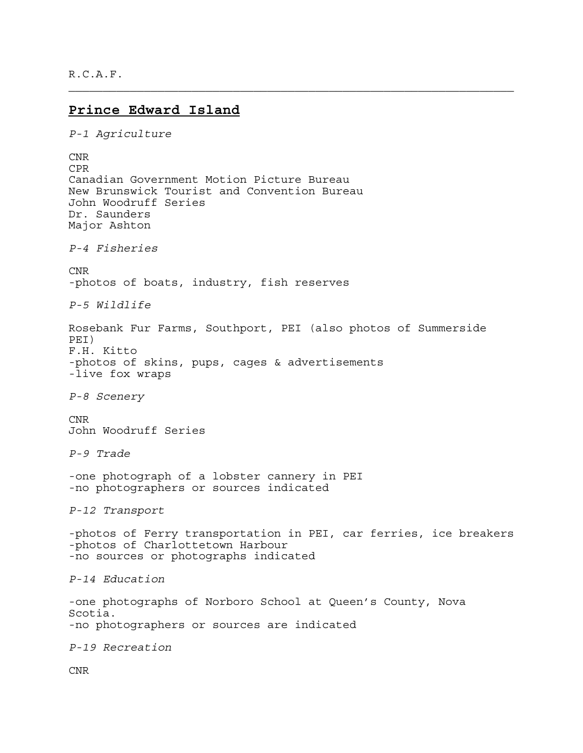R.C.A.F.

---

## Prince Edward Island

*P-1 Agriculture*

CNR
CPR
Canadian Government Motion Picture Bureau
New Brunswick Tourist and Convention Bureau
John Woodruff Series
Dr. Saunders
Major Ashton

*P-4 Fisheries*

CNR
-photos of boats, industry, fish reserves

*P-5 Wildlife*

Rosebank Fur Farms, Southport, PEI (also photos of Summerside PEI)
F.H. Kitto
-photos of skins, pups, cages & advertisements
-live fox wraps

*P-8 Scenery*

CNR
John Woodruff Series

*P-9 Trade*

-one photograph of a lobster cannery in PEI
-no photographers or sources indicated

*P-12 Transport*

-photos of Ferry transportation in PEI, car ferries, ice breakers
-photos of Charlottetown Harbour
-no sources or photographs indicated

*P-14 Education*

-one photographs of Norboro School at Queen's County, Nova Scotia.
-no photographers or sources are indicated

*P-19 Recreation*

CNR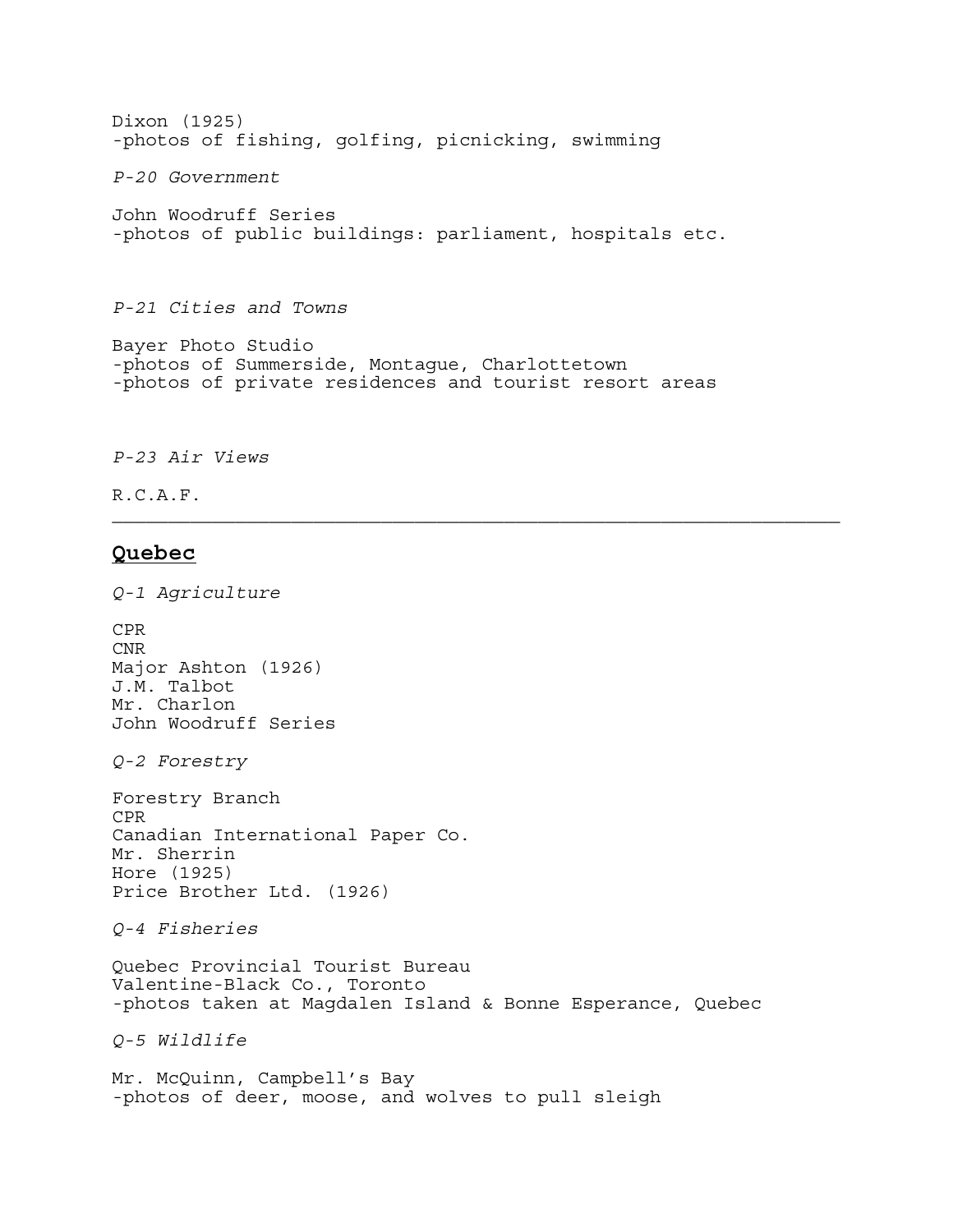Dixon (1925)
-photos of fishing, golfing, picnicking, swimming

*P-20 Government*

John Woodruff Series
-photos of public buildings: parliament, hospitals etc.

*P-21 Cities and Towns*

Bayer Photo Studio
-photos of Summerside, Montague, Charlottetown
-photos of private residences and tourist resort areas

*P-23 Air Views*

R.C.A.F.

---

## **Quebec**

*Q-1 Agriculture*

CPR
CNR
Major Ashton (1926)
J.M. Talbot
Mr. Charlon
John Woodruff Series

*Q-2 Forestry*

Forestry Branch
CPR
Canadian International Paper Co.
Mr. Sherrin
Hore (1925)
Price Brother Ltd. (1926)

*Q-4 Fisheries*

Quebec Provincial Tourist Bureau
Valentine-Black Co., Toronto
-photos taken at Magdalen Island & Bonne Esperance, Quebec

*Q-5 Wildlife*

Mr. McQuinn, Campbell's Bay
-photos of deer, moose, and wolves to pull sleigh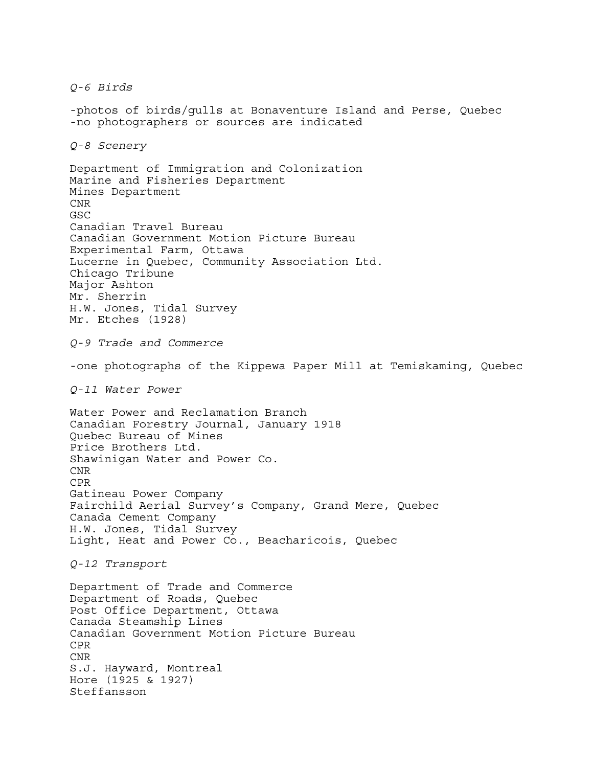*Q-6 Birds*

-photos of birds/gulls at Bonaventure Island and Perse, Quebec
-no photographers or sources are indicated

*Q-8 Scenery*

Department of Immigration and Colonization
Marine and Fisheries Department
Mines Department
CNR
GSC
Canadian Travel Bureau
Canadian Government Motion Picture Bureau
Experimental Farm, Ottawa
Lucerne in Quebec, Community Association Ltd.
Chicago Tribune
Major Ashton
Mr. Sherrin
H.W. Jones, Tidal Survey
Mr. Etches (1928)

*Q-9 Trade and Commerce*

-one photographs of the Kippewa Paper Mill at Temiskaming, Quebec

*Q-11 Water Power*

Water Power and Reclamation Branch
Canadian Forestry Journal, January 1918
Quebec Bureau of Mines
Price Brothers Ltd.
Shawinigan Water and Power Co.
CNR
CPR
Gatineau Power Company
Fairchild Aerial Survey's Company, Grand Mere, Quebec
Canada Cement Company
H.W. Jones, Tidal Survey
Light, Heat and Power Co., Beacharicois, Quebec

*Q-12 Transport*

Department of Trade and Commerce
Department of Roads, Quebec
Post Office Department, Ottawa
Canada Steamship Lines
Canadian Government Motion Picture Bureau
CPR
CNR
S.J. Hayward, Montreal
Hore (1925 & 1927)
Steffansson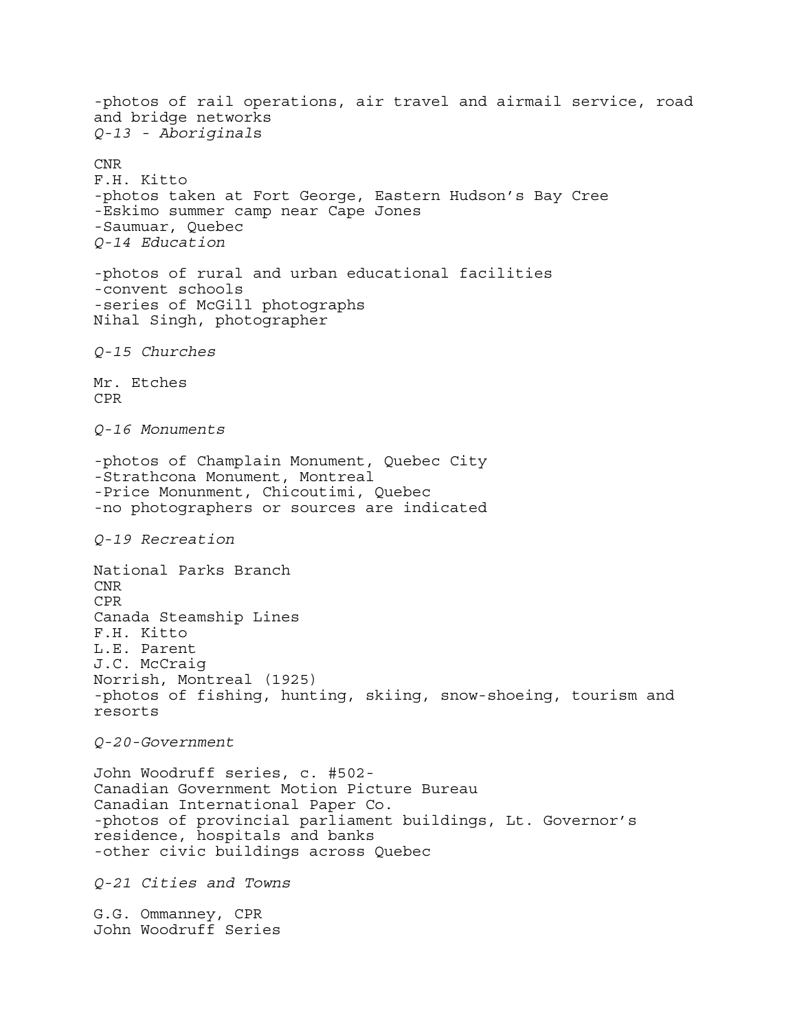-photos of rail operations, air travel and airmail service, road and bridge networks

*Q-13 - Aboriginals*

CNR
F.H. Kitto
-photos taken at Fort George, Eastern Hudson's Bay Cree
-Eskimo summer camp near Cape Jones
-Saumuar, Quebec

*Q-14 Education*

-photos of rural and urban educational facilities
-convent schools
-series of McGill photographs
Nihal Singh, photographer

*Q-15 Churches*

Mr. Etches
CPR

*Q-16 Monuments*

-photos of Champlain Monument, Quebec City
-Strathcona Monument, Montreal
-Price Monunment, Chicoutimi, Quebec
-no photographers or sources are indicated

*Q-19 Recreation*

National Parks Branch
CNR
CPR
Canada Steamship Lines
F.H. Kitto
L.E. Parent
J.C. McCraig
Norrish, Montreal (1925)
-photos of fishing, hunting, skiing, snow-shoeing, tourism and resorts

*Q-20-Government*

John Woodruff series, c. #502-
Canadian Government Motion Picture Bureau
Canadian International Paper Co.
-photos of provincial parliament buildings, Lt. Governor's residence, hospitals and banks
-other civic buildings across Quebec

*Q-21 Cities and Towns*

G.G. Ommanney, CPR
John Woodruff Series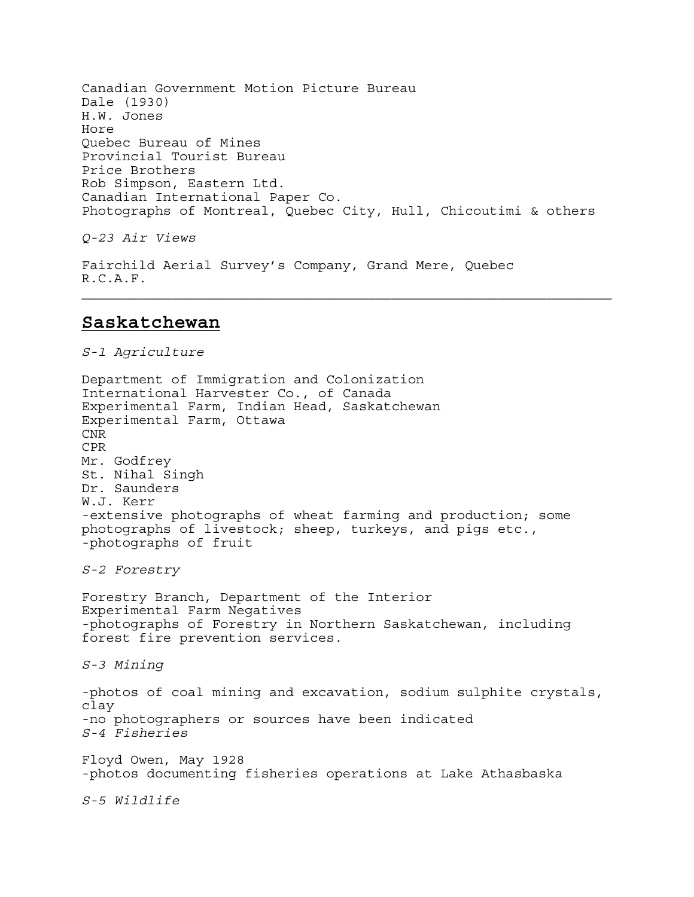Canadian Government Motion Picture Bureau
Dale (1930)
H.W. Jones
Hore
Quebec Bureau of Mines
Provincial Tourist Bureau
Price Brothers
Rob Simpson, Eastern Ltd.
Canadian International Paper Co.
Photographs of Montreal, Quebec City, Hull, Chicoutimi & others

*Q-23 Air Views*

Fairchild Aerial Survey's Company, Grand Mere, Quebec
R.C.A.F.

---

## Saskatchewan

*S-1 Agriculture*

Department of Immigration and Colonization
International Harvester Co., of Canada
Experimental Farm, Indian Head, Saskatchewan
Experimental Farm, Ottawa
CNR
CPR
Mr. Godfrey
St. Nihal Singh
Dr. Saunders
W.J. Kerr
-extensive photographs of wheat farming and production; some photographs of livestock; sheep, turkeys, and pigs etc.,
-photographs of fruit

*S-2 Forestry*

Forestry Branch, Department of the Interior
Experimental Farm Negatives
-photographs of Forestry in Northern Saskatchewan, including forest fire prevention services.

*S-3 Mining*

-photos of coal mining and excavation, sodium sulphite crystals, clay
-no photographers or sources have been indicated

*S-4 Fisheries*

Floyd Owen, May 1928
-photos documenting fisheries operations at Lake Athasbaska

*S-5 Wildlife*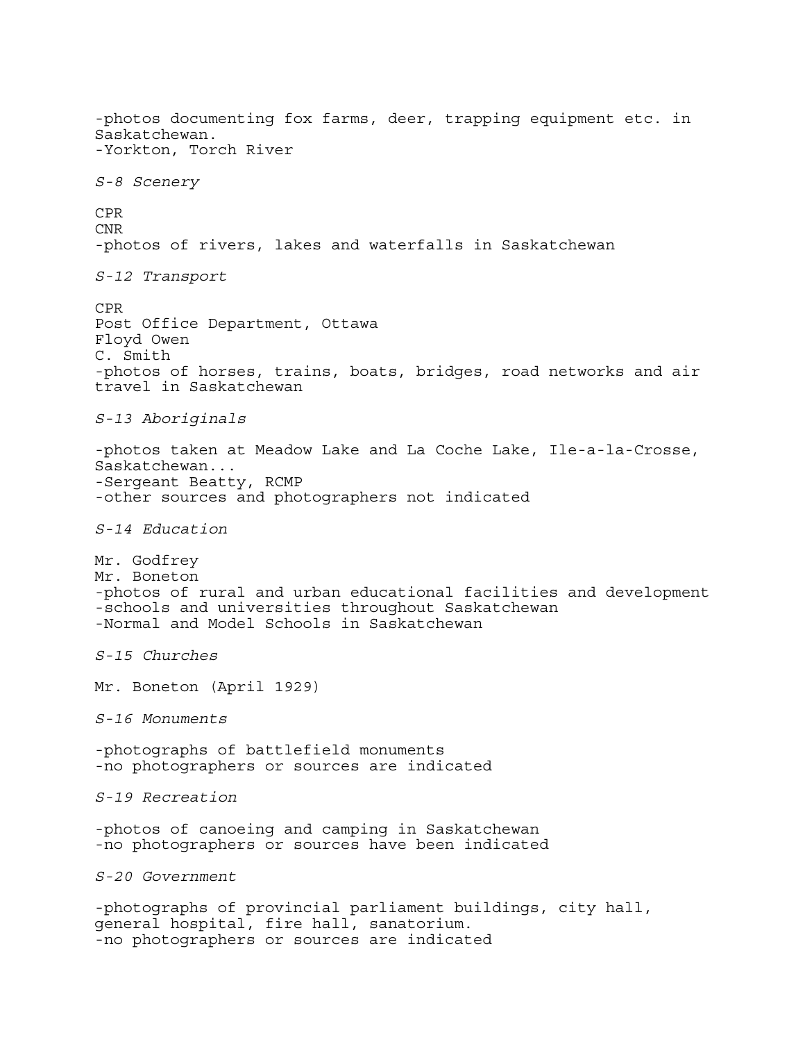-photos documenting fox farms, deer, trapping equipment etc. in Saskatchewan.
-Yorkton, Torch River

*S-8 Scenery*

CPR
CNR
-photos of rivers, lakes and waterfalls in Saskatchewan

*S-12 Transport*

CPR
Post Office Department, Ottawa
Floyd Owen
C. Smith
-photos of horses, trains, boats, bridges, road networks and air travel in Saskatchewan

*S-13 Aboriginals*

-photos taken at Meadow Lake and La Coche Lake, Ile-a-la-Crosse, Saskatchewan...
-Sergeant Beatty, RCMP
-other sources and photographers not indicated

*S-14 Education*

Mr. Godfrey
Mr. Boneton
-photos of rural and urban educational facilities and development
-schools and universities throughout Saskatchewan
-Normal and Model Schools in Saskatchewan

*S-15 Churches*

Mr. Boneton (April 1929)

*S-16 Monuments*

-photographs of battlefield monuments
-no photographers or sources are indicated

*S-19 Recreation*

-photos of canoeing and camping in Saskatchewan
-no photographers or sources have been indicated

*S-20 Government*

-photographs of provincial parliament buildings, city hall, general hospital, fire hall, sanatorium.
-no photographers or sources are indicated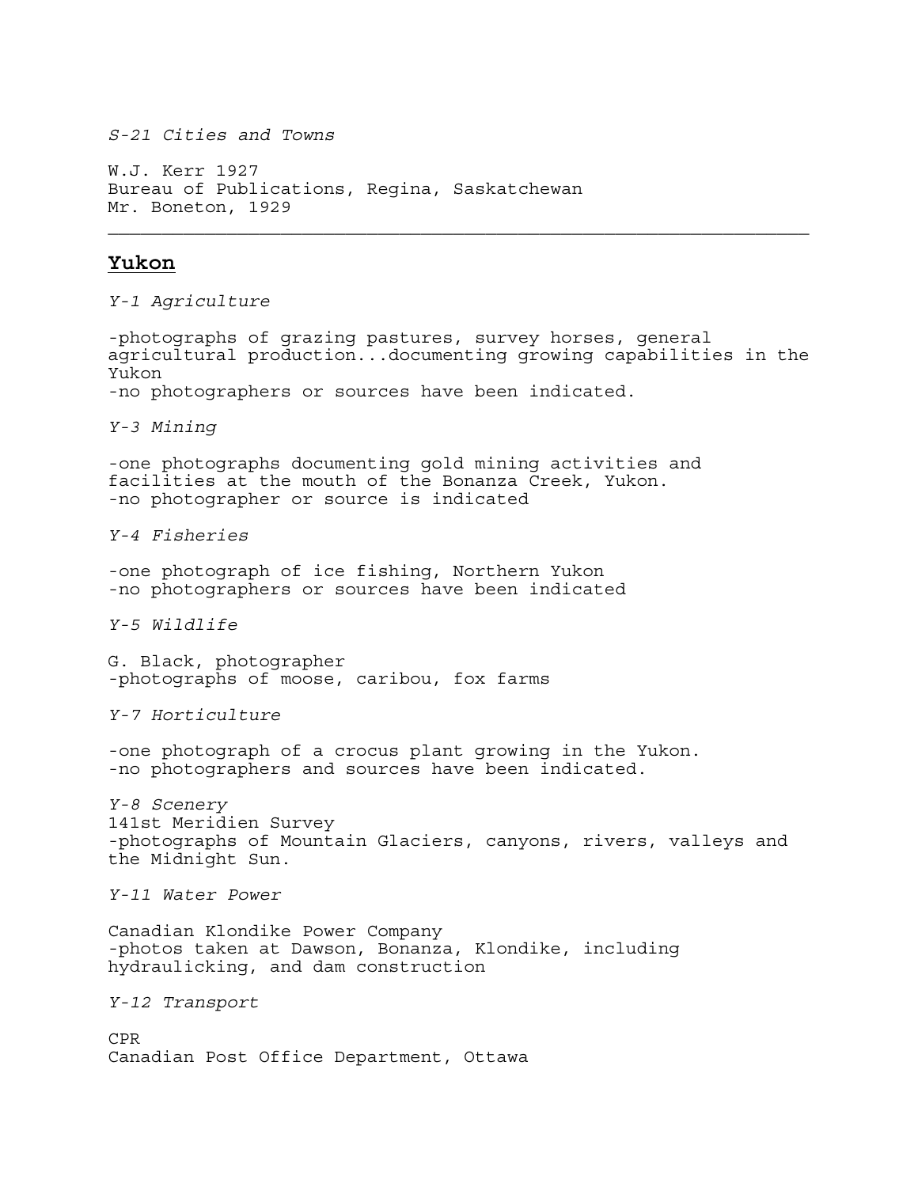*S-21 Cities and Towns*

W.J. Kerr 1927
Bureau of Publications, Regina, Saskatchewan
Mr. Boneton, 1929

---

## **Yukon**

*Y-1 Agriculture*

-photographs of grazing pastures, survey horses, general agricultural production...documenting growing capabilities in the Yukon
-no photographers or sources have been indicated.

*Y-3 Mining*

-one photographs documenting gold mining activities and facilities at the mouth of the Bonanza Creek, Yukon.
-no photographer or source is indicated

*Y-4 Fisheries*

-one photograph of ice fishing, Northern Yukon
-no photographers or sources have been indicated

*Y-5 Wildlife*

G. Black, photographer
-photographs of moose, caribou, fox farms

*Y-7 Horticulture*

-one photograph of a crocus plant growing in the Yukon.
-no photographers and sources have been indicated.

*Y-8 Scenery*
141st Meridien Survey
-photographs of Mountain Glaciers, canyons, rivers, valleys and the Midnight Sun.

*Y-11 Water Power*

Canadian Klondike Power Company
-photos taken at Dawson, Bonanza, Klondike, including hydraulicking, and dam construction

*Y-12 Transport*

CPR
Canadian Post Office Department, Ottawa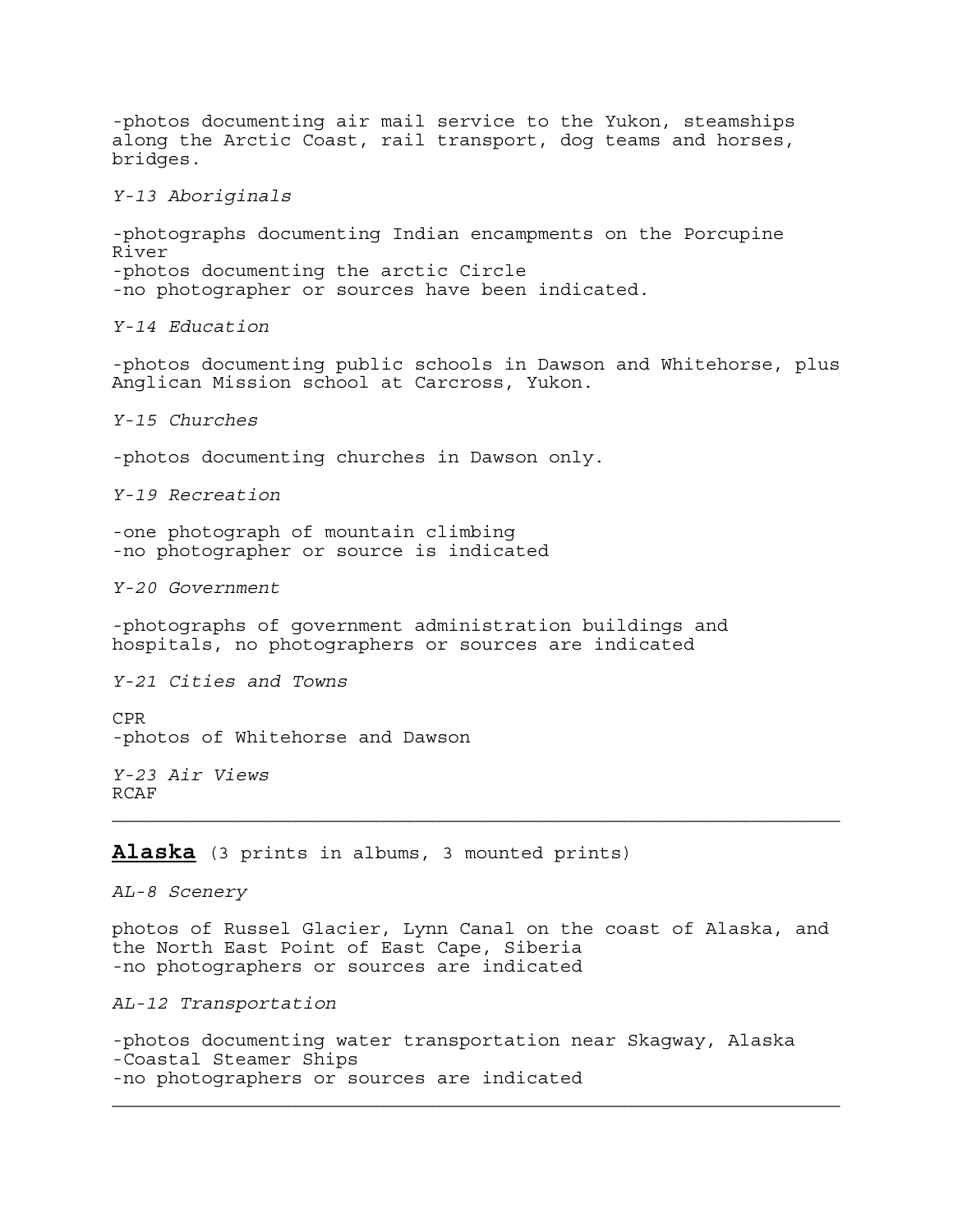-photos documenting air mail service to the Yukon, steamships along the Arctic Coast, rail transport, dog teams and horses, bridges.

*Y-13 Aboriginals*

-photographs documenting Indian encampments on the Porcupine River
-photos documenting the arctic Circle
-no photographer or sources have been indicated.

*Y-14 Education*

-photos documenting public schools in Dawson and Whitehorse, plus Anglican Mission school at Carcross, Yukon.

*Y-15 Churches*

-photos documenting churches in Dawson only.

*Y-19 Recreation*

-one photograph of mountain climbing
-no photographer or source is indicated

*Y-20 Government*

-photographs of government administration buildings and hospitals, no photographers or sources are indicated

*Y-21 Cities and Towns*

CPR
-photos of Whitehorse and Dawson

*Y-23 Air Views*
RCAF

---

**Alaska** (3 prints in albums, 3 mounted prints)

*AL-8 Scenery*

photos of Russel Glacier, Lynn Canal on the coast of Alaska, and the North East Point of East Cape, Siberia
-no photographers or sources are indicated

*AL-12 Transportation*

-photos documenting water transportation near Skagway, Alaska
-Coastal Steamer Ships
-no photographers or sources are indicated

---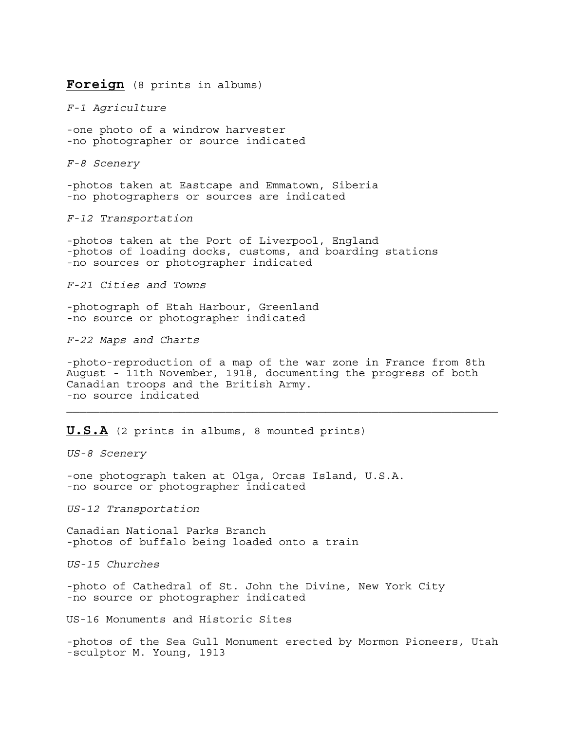## **Foreign** (8 prints in albums)

*F-1 Agriculture*

-one photo of a windrow harvester
-no photographer or source indicated

*F-8 Scenery*

-photos taken at Eastcape and Emmatown, Siberia
-no photographers or sources are indicated

*F-12 Transportation*

-photos taken at the Port of Liverpool, England
-photos of loading docks, customs, and boarding stations
-no sources or photographer indicated

*F-21 Cities and Towns*

-photograph of Etah Harbour, Greenland
-no source or photographer indicated

*F-22 Maps and Charts*

-photo-reproduction of a map of the war zone in France from 8th August - 11th November, 1918, documenting the progress of both Canadian troops and the British Army.
-no source indicated

---

## **U.S.A** (2 prints in albums, 8 mounted prints)

*US-8 Scenery*

-one photograph taken at Olga, Orcas Island, U.S.A.
-no source or photographer indicated

*US-12 Transportation*

Canadian National Parks Branch
-photos of buffalo being loaded onto a train

*US-15 Churches*

-photo of Cathedral of St. John the Divine, New York City
-no source or photographer indicated

US-16 Monuments and Historic Sites

-photos of the Sea Gull Monument erected by Mormon Pioneers, Utah
-sculptor M. Young, 1913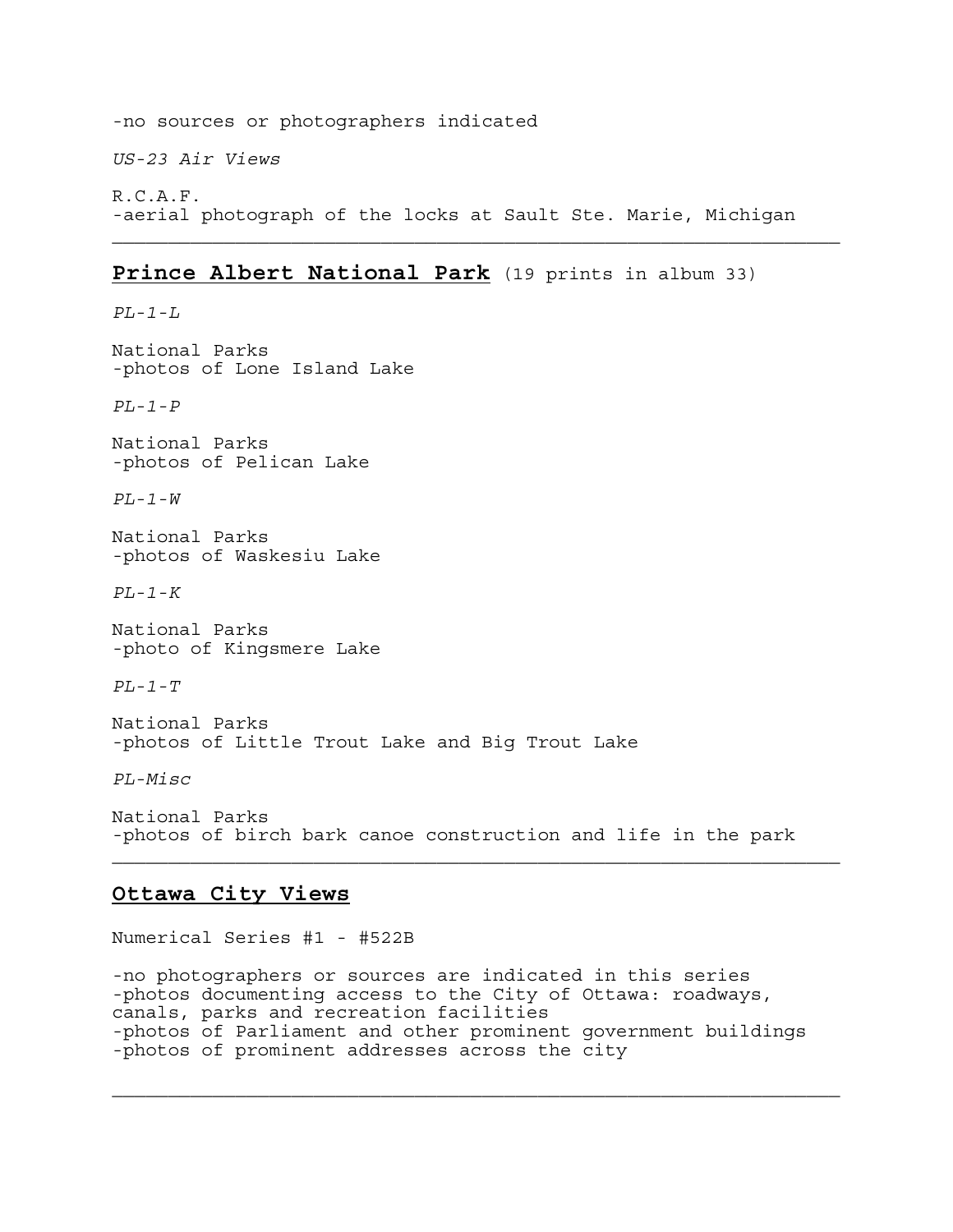-no sources or photographers indicated

*US-23 Air Views*

R.C.A.F.
-aerial photograph of the locks at Sault Ste. Marie, Michigan

---

## **Prince Albert National Park** (19 prints in album 33)

*PL-1-L*

National Parks
-photos of Lone Island Lake

*PL-1-P*

National Parks
-photos of Pelican Lake

*PL-1-W*

National Parks
-photos of Waskesiu Lake

*PL-1-K*

National Parks
-photo of Kingsmere Lake

*PL-1-T*

National Parks
-photos of Little Trout Lake and Big Trout Lake

*PL-Misc*

National Parks
-photos of birch bark canoe construction and life in the park

---

## **Ottawa City Views**

Numerical Series #1 - #522B

-no photographers or sources are indicated in this series
-photos documenting access to the City of Ottawa: roadways, canals, parks and recreation facilities
-photos of Parliament and other prominent government buildings
-photos of prominent addresses across the city

---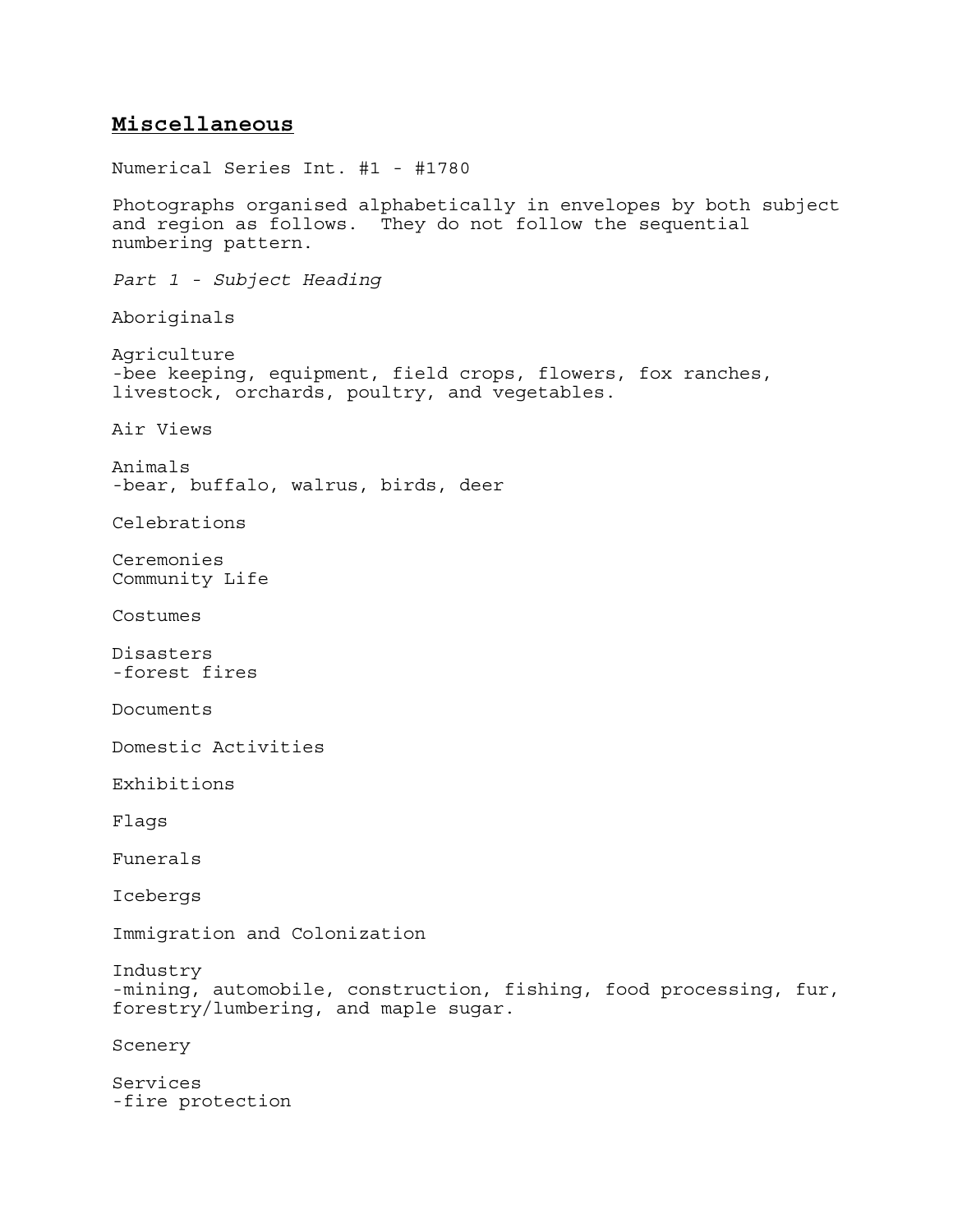## **Miscellaneous**

Numerical Series Int. #1 - #1780

Photographs organised alphabetically in envelopes by both subject and region as follows. They do not follow the sequential numbering pattern.

*Part 1 - Subject Heading*

Aboriginals

Agriculture
-bee keeping, equipment, field crops, flowers, fox ranches, livestock, orchards, poultry, and vegetables.

Air Views

Animals
-bear, buffalo, walrus, birds, deer

Celebrations

Ceremonies
Community Life

Costumes

Disasters
-forest fires

Documents

Domestic Activities

Exhibitions

Flags

Funerals

Icebergs

Immigration and Colonization

Industry
-mining, automobile, construction, fishing, food processing, fur, forestry/lumbering, and maple sugar.

Scenery

Services
-fire protection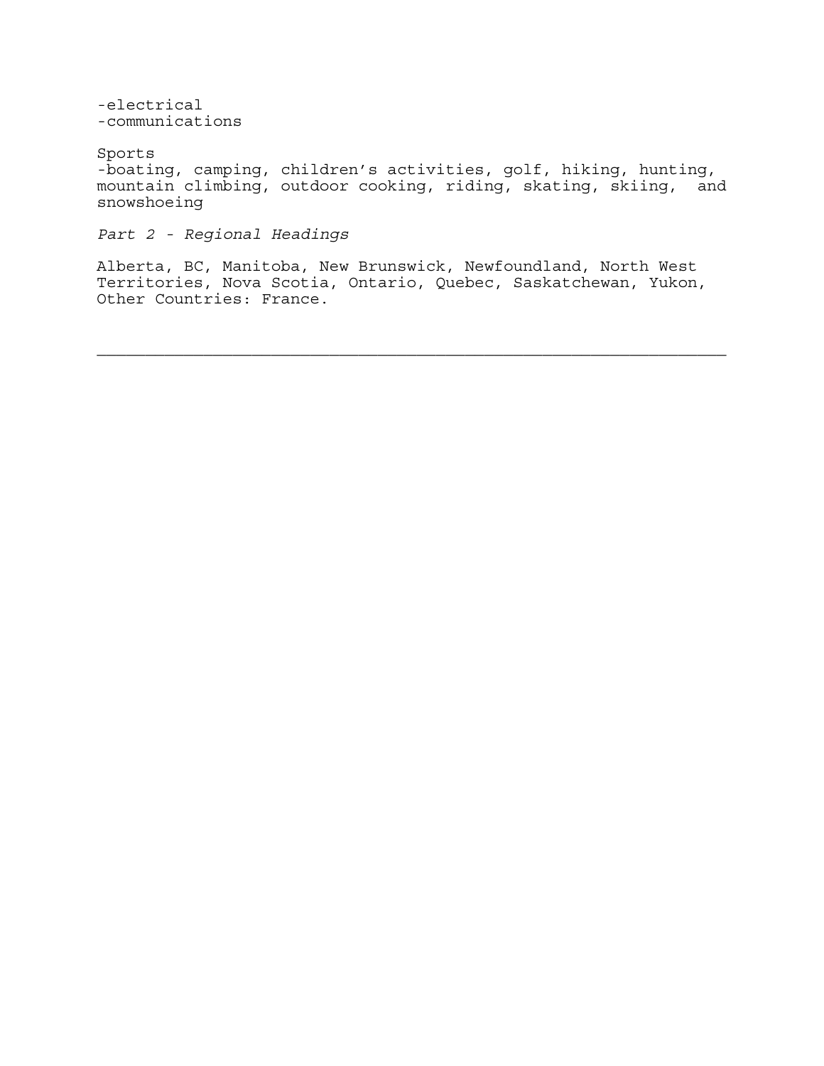-electrical
-communications

Sports
-boating, camping, children’s activities, golf, hiking, hunting, mountain climbing, outdoor cooking, riding, skating, skiing, and snowshoeing

*Part 2 - Regional Headings*

Alberta, BC, Manitoba, New Brunswick, Newfoundland, North West Territories, Nova Scotia, Ontario, Quebec, Saskatchewan, Yukon, Other Countries: France.

---